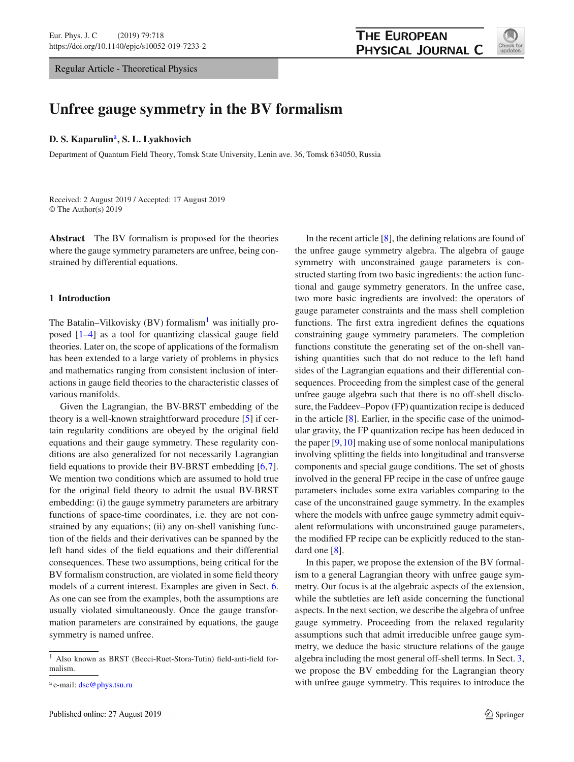Regular Article - Theoretical Physics

# Unfree gauge symmetry in the BV formalism

**D. S. Kaparulin**[a], **S. L. Lyakhovich**

Department of Quantum Field Theory, Tomsk State University, Lenin ave. 36, Tomsk 634050, Russia

Received: 2 August 2019 / Accepted: 17 August 2019
© The Author(s) 2019

**Abstract** The BV formalism is proposed for the theories where the gauge symmetry parameters are unfree, being constrained by differential equations.

## 1 Introduction

The Batalin–Vilkovisky (BV) formalism[1] was initially proposed [1–4] as a tool for quantizing classical gauge field theories. Later on, the scope of applications of the formalism has been extended to a large variety of problems in physics and mathematics ranging from consistent inclusion of interactions in gauge field theories to the characteristic classes of various manifolds.

Given the Lagrangian, the BV-BRST embedding of the theory is a well-known straightforward procedure [5] if certain regularity conditions are obeyed by the original field equations and their gauge symmetry. These regularity conditions are also generalized for not necessarily Lagrangian field equations to provide their BV-BRST embedding [6,7]. We mention two conditions which are assumed to hold true for the original field theory to admit the usual BV-BRST embedding: (i) the gauge symmetry parameters are arbitrary functions of space-time coordinates, i.e. they are not constrained by any equations; (ii) any on-shell vanishing function of the fields and their derivatives can be spanned by the left hand sides of the field equations and their differential consequences. These two assumptions, being critical for the BV formalism construction, are violated in some field theory models of a current interest. Examples are given in Sect. 6. As one can see from the examples, both the assumptions are usually violated simultaneously. Once the gauge transformation parameters are constrained by equations, the gauge symmetry is named unfree.

In the recent article [8], the defining relations are found of the unfree gauge symmetry algebra. The algebra of gauge symmetry with unconstrained gauge parameters is constructed starting from two basic ingredients: the action functional and gauge symmetry generators. In the unfree case, two more basic ingredients are involved: the operators of gauge parameter constraints and the mass shell completion functions. The first extra ingredient defines the equations constraining gauge symmetry parameters. The completion functions constitute the generating set of the on-shell vanishing quantities such that do not reduce to the left hand sides of the Lagrangian equations and their differential consequences. Proceeding from the simplest case of the general unfree gauge algebra such that there is no off-shell disclosure, the Faddeev–Popov (FP) quantization recipe is deduced in the article [8]. Earlier, in the specific case of the unimodular gravity, the FP quantization recipe has been deduced in the paper [9,10] making use of some nonlocal manipulations involving splitting the fields into longitudinal and transverse components and special gauge conditions. The set of ghosts involved in the general FP recipe in the case of unfree gauge parameters includes some extra variables comparing to the case of the unconstrained gauge symmetry. In the examples where the models with unfree gauge symmetry admit equivalent reformulations with unconstrained gauge parameters, the modified FP recipe can be explicitly reduced to the standard one [8].

In this paper, we propose the extension of the BV formalism to a general Lagrangian theory with unfree gauge symmetry. Our focus is at the algebraic aspects of the extension, while the subtleties are left aside concerning the functional aspects. In the next section, we describe the algebra of unfree gauge symmetry. Proceeding from the relaxed regularity assumptions such that admit irreducible unfree gauge symmetry, we deduce the basic structure relations of the gauge algebra including the most general off-shell terms. In Sect. 3, we propose the BV embedding for the Lagrangian theory with unfree gauge symmetry. This requires to introduce the

[1] Also known as BRST (Becci-Ruet-Stora-Tutin) field-anti-field formalism.

[a] e-mail: dsc@phys.tsu.ru

Published online: 27 August 2019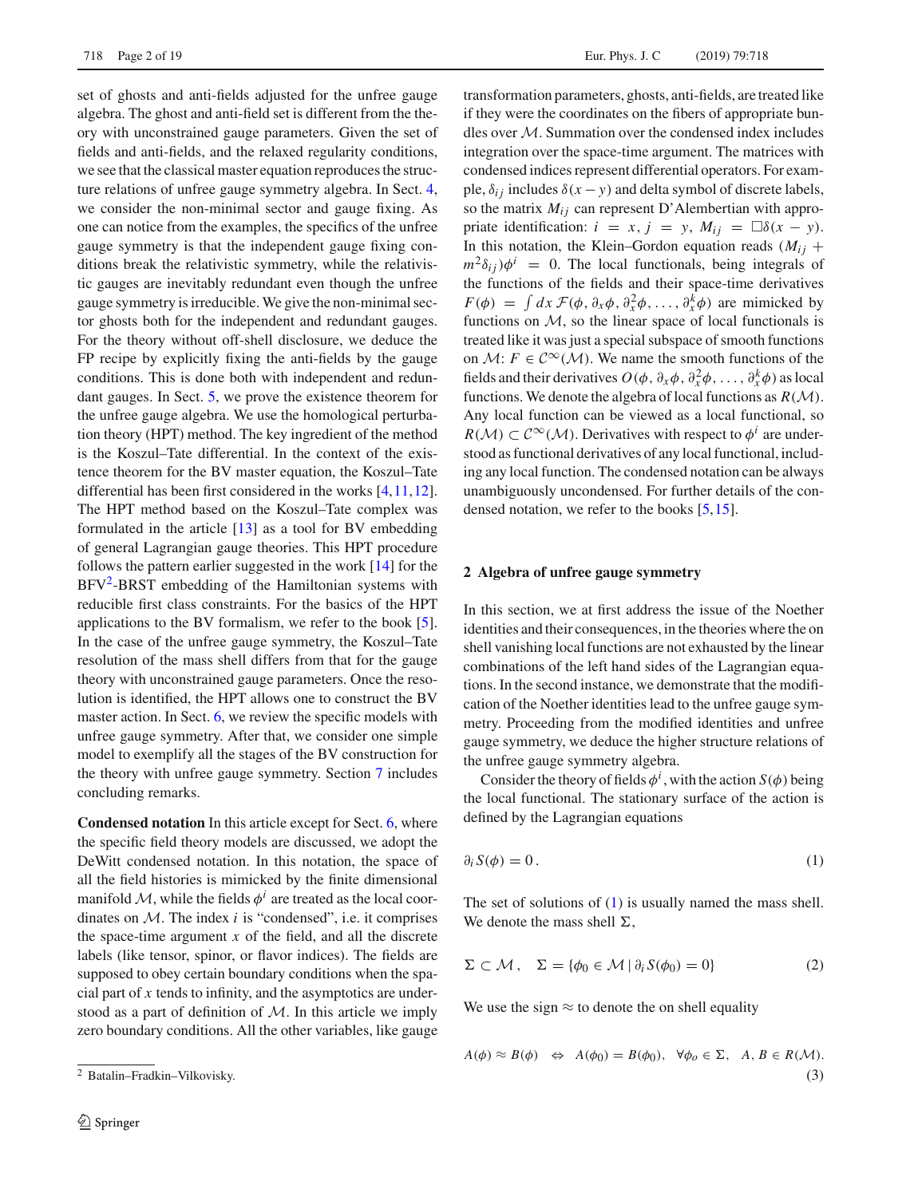set of ghosts and anti-fields adjusted for the unfree gauge algebra. The ghost and anti-field set is different from the theory with unconstrained gauge parameters. Given the set of fields and anti-fields, and the relaxed regularity conditions, we see that the classical master equation reproduces the structure relations of unfree gauge symmetry algebra. In Sect. 4, we consider the non-minimal sector and gauge fixing. As one can notice from the examples, the specifics of the unfree gauge symmetry is that the independent gauge fixing conditions break the relativistic symmetry, while the relativistic gauges are inevitably redundant even though the unfree gauge symmetry is irreducible. We give the non-minimal sector ghosts both for the independent and redundant gauges. For the theory without off-shell disclosure, we deduce the FP recipe by explicitly fixing the anti-fields by the gauge conditions. This is done both with independent and redundant gauges. In Sect. 5, we prove the existence theorem for the unfree gauge algebra. We use the homological perturbation theory (HPT) method. The key ingredient of the method is the Koszul–Tate differential. In the context of the existence theorem for the BV master equation, the Koszul–Tate differential has been first considered in the works [4,11,12]. The HPT method based on the Koszul–Tate complex was formulated in the article [13] as a tool for BV embedding of general Lagrangian gauge theories. This HPT procedure follows the pattern earlier suggested in the work [14] for the BFV[2]-BRST embedding of the Hamiltonian systems with reducible first class constraints. For the basics of the HPT applications to the BV formalism, we refer to the book [5]. In the case of the unfree gauge symmetry, the Koszul–Tate resolution of the mass shell differs from that for the gauge theory with unconstrained gauge parameters. Once the resolution is identified, the HPT allows one to construct the BV master action. In Sect. 6, we review the specific models with unfree gauge symmetry. After that, we consider one simple model to exemplify all the stages of the BV construction for the theory with unfree gauge symmetry. Section 7 includes concluding remarks.

**Condensed notation** In this article except for Sect. 6, where the specific field theory models are discussed, we adopt the DeWitt condensed notation. In this notation, the space of all the field histories is mimicked by the finite dimensional manifold $\mathcal{M}$, while the fields $\phi^i$ are treated as the local coordinates on $\mathcal{M}$. The index $i$ is "condensed", i.e. it comprises the space-time argument $x$ of the field, and all the discrete labels (like tensor, spinor, or flavor indices). The fields are supposed to obey certain boundary conditions when the spacial part of $x$ tends to infinity, and the asymptotics are understood as a part of definition of $\mathcal{M}$. In this article we imply zero boundary conditions. All the other variables, like gauge transformation parameters, ghosts, anti-fields, are treated like if they were the coordinates on the fibers of appropriate bundles over $\mathcal{M}$. Summation over the condensed index includes integration over the space-time argument. The matrices with condensed indices represent differential operators. For example, $\delta_{ij}$ includes $\delta(x-y)$ and delta symbol of discrete labels, so the matrix $M_{ij}$ can represent D'Alembertian with appropriate identification: $i = x$, $j = y$, $M_{ij} = \Box\delta(x-y)$. In this notation, the Klein–Gordon equation reads $(M_{ij} + m^2\delta_{ij})\phi^i = 0$. The local functionals, being integrals of the functions of the fields and their space-time derivatives $F(\phi) = \int dx\, \mathcal{F}(\phi, \partial_x\phi, \partial_x^2\phi, \dots, \partial_x^k\phi)$ are mimicked by functions on $\mathcal{M}$, so the linear space of local functionals is treated like it was just a special subspace of smooth functions on $\mathcal{M}$: $F \in \mathcal{C}^\infty(\mathcal{M})$. We name the smooth functions of the fields and their derivatives $O(\phi, \partial_x\phi, \partial_x^2\phi, \dots, \partial_x^k\phi)$ as local functions. We denote the algebra of local functions as $R(\mathcal{M})$. Any local function can be viewed as a local functional, so $R(\mathcal{M}) \subset \mathcal{C}^\infty(\mathcal{M})$. Derivatives with respect to $\phi^i$ are understood as functional derivatives of any local functional, including any local function. The condensed notation can be always unambiguously uncondensed. For further details of the condensed notation, we refer to the books [5,15].

## 2 Algebra of unfree gauge symmetry

In this section, we at first address the issue of the Noether identities and their consequences, in the theories where the on shell vanishing local functions are not exhausted by the linear combinations of the left hand sides of the Lagrangian equations. In the second instance, we demonstrate that the modification of the Noether identities lead to the unfree gauge symmetry. Proceeding from the modified identities and unfree gauge symmetry, we deduce the higher structure relations of the unfree gauge symmetry algebra.

Consider the theory of fields $\phi^i$, with the action $S(\phi)$ being the local functional. The stationary surface of the action is defined by the Lagrangian equations

$$\partial_i S(\phi) = 0\,. \tag{1}$$

The set of solutions of (1) is usually named the mass shell. We denote the mass shell $\Sigma$,

$$\Sigma \subset \mathcal{M}\,, \quad \Sigma = \{\phi_0 \in \mathcal{M} \,|\, \partial_i S(\phi_0) = 0\} \tag{2}$$

We use the sign $\approx$ to denote the on shell equality

$$A(\phi) \approx B(\phi) \quad \Leftrightarrow \quad A(\phi_0) = B(\phi_0), \quad \forall \phi_o \in \Sigma, \quad A, B \in R(\mathcal{M}). \tag{3}$$

[2] Batalin–Fradkin–Vilkovisky.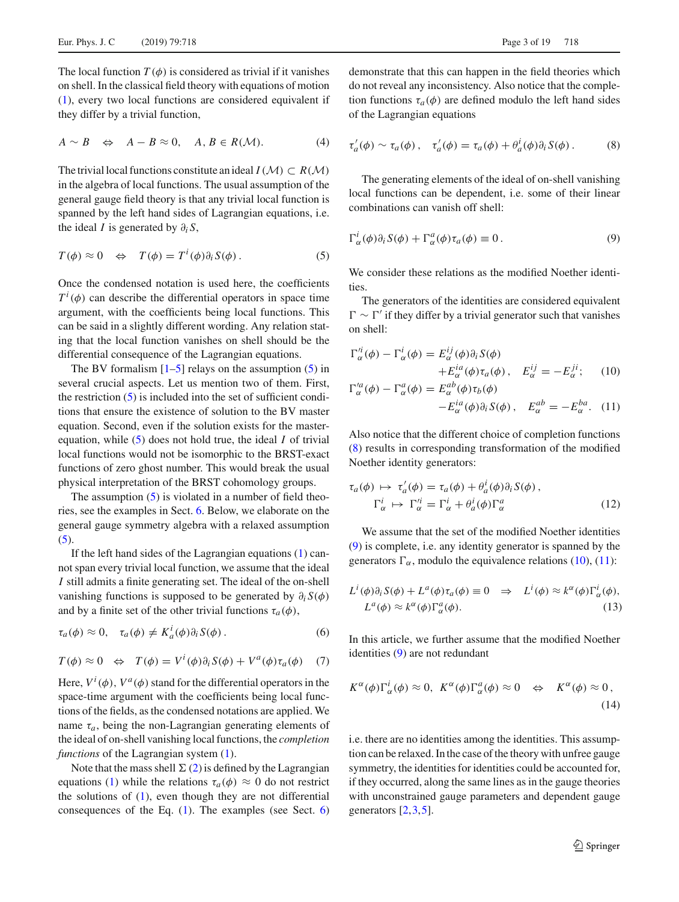The local function $T(\phi)$ is considered as trivial if it vanishes on shell. In the classical field theory with equations of motion (1), every two local functions are considered equivalent if they differ by a trivial function,

$$A \sim B \quad \Leftrightarrow \quad A - B \approx 0, \quad A, B \in R(\mathcal{M}). \tag{4}$$

The trivial local functions constitute an ideal $I(\mathcal{M}) \subset R(\mathcal{M})$ in the algebra of local functions. The usual assumption of the general gauge field theory is that any trivial local function is spanned by the left hand sides of Lagrangian equations, i.e. the ideal $I$ is generated by $\partial_i S$,

$$T(\phi) \approx 0 \quad \Leftrightarrow \quad T(\phi) = T^i(\phi)\partial_i S(\phi). \tag{5}$$

Once the condensed notation is used here, the coefficients $T^i(\phi)$ can describe the differential operators in space time argument, with the coefficients being local functions. This can be said in a slightly different wording. Any relation stating that the local function vanishes on shell should be the differential consequence of the Lagrangian equations.

The BV formalism [1–5] relays on the assumption (5) in several crucial aspects. Let us mention two of them. First, the restriction (5) is included into the set of sufficient conditions that ensure the existence of solution to the BV master equation. Second, even if the solution exists for the master-equation, while (5) does not hold true, the ideal $I$ of trivial local functions would not be isomorphic to the BRST-exact functions of zero ghost number. This would break the usual physical interpretation of the BRST cohomology groups.

The assumption (5) is violated in a number of field theories, see the examples in Sect. 6. Below, we elaborate on the general gauge symmetry algebra with a relaxed assumption (5).

If the left hand sides of the Lagrangian equations (1) cannot span every trivial local function, we assume that the ideal $I$ still admits a finite generating set. The ideal of the on-shell vanishing functions is supposed to be generated by $\partial_i S(\phi)$ and by a finite set of the other trivial functions $\tau_a(\phi)$,

$$\tau_a(\phi) \approx 0, \quad \tau_a(\phi) \neq K_a^i(\phi)\partial_i S(\phi). \tag{6}$$

$$T(\phi) \approx 0 \quad \Leftrightarrow \quad T(\phi) = V^i(\phi)\partial_i S(\phi) + V^a(\phi)\tau_a(\phi) \tag{7}$$

Here, $V^i(\phi)$, $V^a(\phi)$ stand for the differential operators in the space-time argument with the coefficients being local functions of the fields, as the condensed notations are applied. We name $\tau_a$, being the non-Lagrangian generating elements of the ideal of on-shell vanishing local functions, the *completion functions* of the Lagrangian system (1).

Note that the mass shell $\Sigma$ (2) is defined by the Lagrangian equations (1) while the relations $\tau_a(\phi) \approx 0$ do not restrict the solutions of (1), even though they are not differential consequences of the Eq. (1). The examples (see Sect. 6) demonstrate that this can happen in the field theories which do not reveal any inconsistency. Also notice that the completion functions $\tau_a(\phi)$ are defined modulo the left hand sides of the Lagrangian equations

$$\tau'_a(\phi) \sim \tau_a(\phi), \quad \tau'_a(\phi) = \tau_a(\phi) + \theta_a^i(\phi)\partial_i S(\phi). \tag{8}$$

The generating elements of the ideal of on-shell vanishing local functions can be dependent, i.e. some of their linear combinations can vanish off shell:

$$\Gamma_\alpha^i(\phi)\partial_i S(\phi) + \Gamma_\alpha^a(\phi)\tau_a(\phi) \equiv 0. \tag{9}$$

We consider these relations as the modified Noether identities.

The generators of the identities are considered equivalent $\Gamma \sim \Gamma'$ if they differ by a trivial generator such that vanishes on shell:

$$\Gamma'^i_\alpha(\phi) - \Gamma^i_\alpha(\phi) = E^{ij}_\alpha(\phi)\partial_j S(\phi) + E^{ia}_\alpha(\phi)\tau_a(\phi), \quad E^{ij}_\alpha = -E^{ji}_\alpha; \tag{10}$$

$$\Gamma'^a_\alpha(\phi) - \Gamma^a_\alpha(\phi) = E^{ab}_\alpha(\phi)\tau_b(\phi) - E^{ia}_\alpha(\phi)\partial_i S(\phi), \quad E^{ab}_\alpha = -E^{ba}_\alpha. \tag{11}$$

Also notice that the different choice of completion functions (8) results in corresponding transformation of the modified Noether identity generators:

$$\tau_a(\phi) \mapsto \tau'_a(\phi) = \tau_a(\phi) + \theta_a^i(\phi)\partial_i S(\phi),$$
$$\Gamma^i_\alpha \mapsto \Gamma'^i_\alpha = \Gamma^i_\alpha + \theta^i_a(\phi)\Gamma^a_\alpha \tag{12}$$

We assume that the set of the modified Noether identities (9) is complete, i.e. any identity generator is spanned by the generators $\Gamma_\alpha$, modulo the equivalence relations (10), (11):

$$L^i(\phi)\partial_i S(\phi) + L^a(\phi)\tau_a(\phi) \equiv 0 \quad \Rightarrow \quad L^i(\phi) \approx k^\alpha(\phi)\Gamma^i_\alpha(\phi),$$
$$L^a(\phi) \approx k^\alpha(\phi)\Gamma^a_\alpha(\phi). \tag{13}$$

In this article, we further assume that the modified Noether identities (9) are not redundant

$$K^\alpha(\phi)\Gamma^i_\alpha(\phi) \approx 0, \;\; K^\alpha(\phi)\Gamma^a_\alpha(\phi) \approx 0 \quad \Leftrightarrow \quad K^\alpha(\phi) \approx 0, \tag{14}$$

i.e. there are no identities among the identities. This assumption can be relaxed. In the case of the theory with unfree gauge symmetry, the identities for identities could be accounted for, if they occurred, along the same lines as in the gauge theories with unconstrained gauge parameters and dependent gauge generators [2,3,5].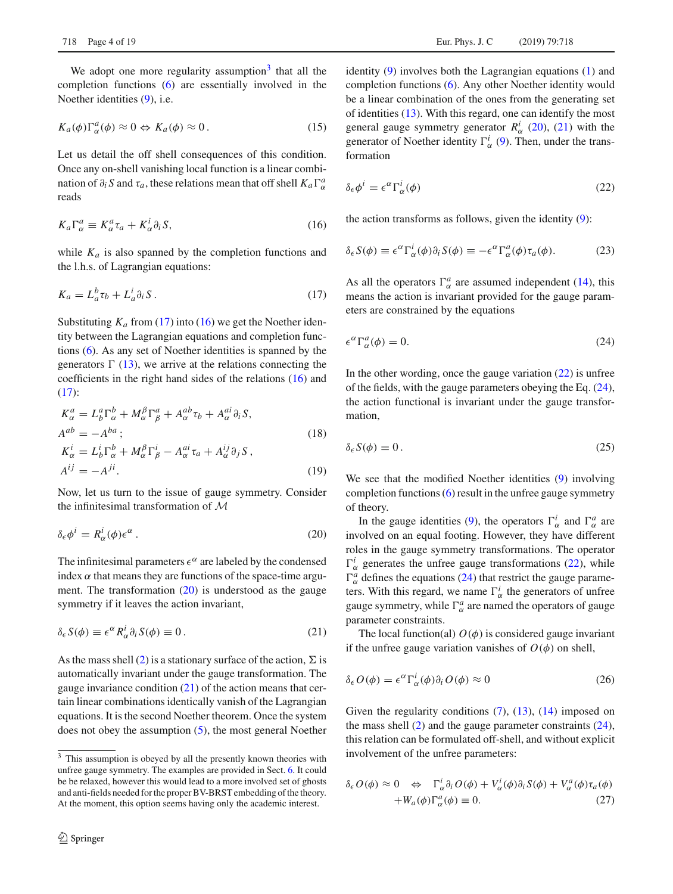We adopt one more regularity assumption[3] that all the completion functions (6) are essentially involved in the Noether identities (9), i.e.

$$K_a(\phi)\Gamma^a_\alpha(\phi) \approx 0 \Leftrightarrow K_a(\phi) \approx 0\,. \tag{15}$$

Let us detail the off shell consequences of this condition. Once any on-shell vanishing local function is a linear combination of $\partial_i S$ and $\tau_a$, these relations mean that off shell $K_a\Gamma^a_\alpha$ reads

$$K_a\Gamma^a_\alpha \equiv K^a_\alpha\tau_a + K^i_\alpha\partial_i S, \tag{16}$$

while $K_a$ is also spanned by the completion functions and the l.h.s. of Lagrangian equations:

$$K_a = L^b_a\tau_b + L^i_a\partial_i S\,. \tag{17}$$

Substituting $K_a$ from (17) into (16) we get the Noether identity between the Lagrangian equations and completion functions (6). As any set of Noether identities is spanned by the generators $\Gamma$ (13), we arrive at the relations connecting the coefficients in the right hand sides of the relations (16) and (17):

$$\begin{aligned}
K^a_\alpha &= L^a_b\Gamma^b_\alpha + M^\beta_\alpha\Gamma^a_\beta + A^{ab}_\alpha\tau_b + A^{ai}_\alpha\partial_i S,\\
A^{ab} &= -A^{ba}\,;
\end{aligned} \tag{18}$$

$$\begin{aligned}
K^i_\alpha &= L^i_b\Gamma^b_\alpha + M^\beta_\alpha\Gamma^i_\beta - A^{ai}_\alpha\tau_a + A^{ij}_\alpha\partial_j S\,,\\
A^{ij} &= -A^{ji}.
\end{aligned} \tag{19}$$

Now, let us turn to the issue of gauge symmetry. Consider the infinitesimal transformation of $\mathcal{M}$

$$\delta_\epsilon\phi^i = R^i_\alpha(\phi)\epsilon^\alpha\,. \tag{20}$$

The infinitesimal parameters $\epsilon^\alpha$ are labeled by the condensed index $\alpha$ that means they are functions of the space-time argument. The transformation (20) is understood as the gauge symmetry if it leaves the action invariant,

$$\delta_\epsilon S(\phi) \equiv \epsilon^\alpha R^i_\alpha\partial_i S(\phi) \equiv 0\,. \tag{21}$$

As the mass shell (2) is a stationary surface of the action, $\Sigma$ is automatically invariant under the gauge transformation. The gauge invariance condition (21) of the action means that certain linear combinations identically vanish of the Lagrangian equations. It is the second Noether theorem. Once the system does not obey the assumption (5), the most general Noether identity (9) involves both the Lagrangian equations (1) and completion functions (6). Any other Noether identity would be a linear combination of the ones from the generating set of identities (13). With this regard, one can identify the most general gauge symmetry generator $R^i_\alpha$ (20), (21) with the generator of Noether identity $\Gamma^i_\alpha$ (9). Then, under the transformation

$$\delta_\epsilon\phi^i = \epsilon^\alpha\Gamma^i_\alpha(\phi) \tag{22}$$

the action transforms as follows, given the identity (9):

$$\delta_\epsilon S(\phi) \equiv \epsilon^\alpha\Gamma^i_\alpha(\phi)\partial_i S(\phi) \equiv -\epsilon^\alpha\Gamma^a_\alpha(\phi)\tau_a(\phi). \tag{23}$$

As all the operators $\Gamma^a_\alpha$ are assumed independent (14), this means the action is invariant provided for the gauge parameters are constrained by the equations

$$\epsilon^\alpha\Gamma^a_\alpha(\phi) = 0. \tag{24}$$

In the other wording, once the gauge variation (22) is unfree of the fields, with the gauge parameters obeying the Eq. (24), the action functional is invariant under the gauge transformation,

$$\delta_\epsilon S(\phi) \equiv 0\,. \tag{25}$$

We see that the modified Noether identities (9) involving completion functions (6) result in the unfree gauge symmetry of theory.

In the gauge identities (9), the operators $\Gamma^i_\alpha$ and $\Gamma^a_\alpha$ are involved on an equal footing. However, they have different roles in the gauge symmetry transformations. The operator $\Gamma^i_\alpha$ generates the unfree gauge transformations (22), while $\Gamma^a_\alpha$ defines the equations (24) that restrict the gauge parameters. With this regard, we name $\Gamma^i_\alpha$ the generators of unfree gauge symmetry, while $\Gamma^a_\alpha$ are named the operators of gauge parameter constraints.

The local function(al) $O(\phi)$ is considered gauge invariant if the unfree gauge variation vanishes of $O(\phi)$ on shell,

$$\delta_\epsilon O(\phi) = \epsilon^\alpha\Gamma^i_\alpha(\phi)\partial_i O(\phi) \approx 0 \tag{26}$$

Given the regularity conditions (7), (13), (14) imposed on the mass shell (2) and the gauge parameter constraints (24), this relation can be formulated off-shell, and without explicit involvement of the unfree parameters:

$$\begin{aligned}
\delta_\epsilon O(\phi) \approx 0 \quad\Leftrightarrow\quad & \Gamma^i_\alpha\partial_i O(\phi) + V^i_\alpha(\phi)\partial_i S(\phi) + V^a_\alpha(\phi)\tau_a(\phi)\\
& + W_a(\phi)\Gamma^a_\alpha(\phi) \equiv 0.
\end{aligned} \tag{27}$$

[3] This assumption is obeyed by all the presently known theories with unfree gauge symmetry. The examples are provided in Sect. 6. It could be be relaxed, however this would lead to a more involved set of ghosts and anti-fields needed for the proper BV-BRST embedding of the theory. At the moment, this option seems having only the academic interest.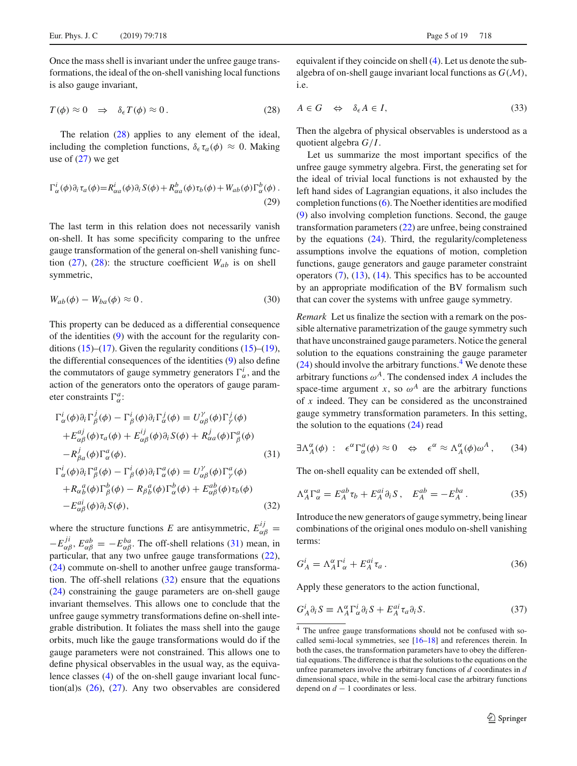Once the mass shell is invariant under the unfree gauge transformations, the ideal of the on-shell vanishing local functions is also gauge invariant,

$$
T(\phi) \approx 0 \quad \Rightarrow \quad \delta_\epsilon T(\phi) \approx 0\,. \tag{28}
$$

The relation (28) applies to any element of the ideal, including the completion functions, $\delta_\epsilon \tau_a(\phi) \approx 0$. Making use of (27) we get

$$
\Gamma^i_\alpha(\phi)\partial_i \tau_a(\phi) = R^i_{\alpha a}(\phi)\partial_i S(\phi) + R^b_{\alpha a}(\phi)\tau_b(\phi) + W_{ab}(\phi)\Gamma^b_\alpha(\phi)\,. \tag{29}
$$

The last term in this relation does not necessarily vanish on-shell. It has some specificity comparing to the unfree gauge transformation of the general on-shell vanishing function (27), (28): the structure coefficient $W_{ab}$ is on shell symmetric,

$$
W_{ab}(\phi) - W_{ba}(\phi) \approx 0\,. \tag{30}
$$

This property can be deduced as a differential consequence of the identities (9) with the account for the regularity conditions (15)–(17). Given the regularity conditions (15)–(19), the differential consequences of the identities (9) also define the commutators of gauge symmetry generators $\Gamma^i_\alpha$, and the action of the generators onto the operators of gauge parameter constraints $\Gamma^a_\alpha$:

$$
\begin{aligned}
&\Gamma^i_\alpha(\phi)\partial_i\Gamma^j_\beta(\phi) - \Gamma^i_\beta(\phi)\partial_i\Gamma^j_\alpha(\phi) = U^\gamma_{\alpha\beta}(\phi)\Gamma^j_\gamma(\phi) \\
&\quad + E^{aj}_{\alpha\beta}(\phi)\tau_a(\phi) + E^{ij}_{\alpha\beta}(\phi)\partial_i S(\phi) + R^j_{\alpha a}(\phi)\Gamma^a_\beta(\phi) \\
&\quad - R^j_{\beta a}(\phi)\Gamma^a_\alpha(\phi).
\end{aligned} \tag{31}
$$

$$
\begin{aligned}
&\Gamma^i_\alpha(\phi)\partial_i\Gamma^a_\beta(\phi) - \Gamma^i_\beta(\phi)\partial_i\Gamma^a_\alpha(\phi) = U^\gamma_{\alpha\beta}(\phi)\Gamma^a_\gamma(\phi) \\
&\quad + R_{\alpha b}{}^a(\phi)\Gamma^b_\beta(\phi) - R_{\beta b}{}^a(\phi)\Gamma^b_\alpha(\phi) + E^{ab}_{\alpha\beta}(\phi)\tau_b(\phi) \\
&\quad - E^{ai}_{\alpha\beta}(\phi)\partial_i S(\phi),
\end{aligned} \tag{32}
$$

where the structure functions $E$ are antisymmetric, $E^{ij}_{\alpha\beta} = -E^{ji}_{\alpha\beta}$, $E^{ab}_{\alpha\beta} = -E^{ba}_{\alpha\beta}$. The off-shell relations (31) mean, in particular, that any two unfree gauge transformations (22), (24) commute on-shell to another unfree gauge transformation. The off-shell relations (32) ensure that the equations (24) constraining the gauge parameters are on-shell gauge invariant themselves. This allows one to conclude that the unfree gauge symmetry transformations define on-shell integrable distribution. It foliates the mass shell into the gauge orbits, much like the gauge transformations would do if the gauge parameters were not constrained. This allows one to define physical observables in the usual way, as the equivalence classes (4) of the on-shell gauge invariant local function(al)s (26), (27). Any two observables are considered equivalent if they coincide on shell (4). Let us denote the subalgebra of on-shell gauge invariant local functions as $G(\mathcal{M})$, i.e.

$$
A \in G \quad \Leftrightarrow \quad \delta_\epsilon A \in I, \tag{33}
$$

Then the algebra of physical observables is understood as a quotient algebra $G/I$.

Let us summarize the most important specifics of the unfree gauge symmetry algebra. First, the generating set for the ideal of trivial local functions is not exhausted by the left hand sides of Lagrangian equations, it also includes the completion functions (6). The Noether identities are modified (9) also involving completion functions. Second, the gauge transformation parameters (22) are unfree, being constrained by the equations (24). Third, the regularity/completeness assumptions involve the equations of motion, completion functions, gauge generators and gauge parameter constraint operators (7), (13), (14). This specifics has to be accounted by an appropriate modification of the BV formalism such that can cover the systems with unfree gauge symmetry.

*Remark* Let us finalize the section with a remark on the possible alternative parametrization of the gauge symmetry such that have unconstrained gauge parameters. Notice the general solution to the equations constraining the gauge parameter (24) should involve the arbitrary functions.[4] We denote these arbitrary functions $\omega^A$. The condensed index $A$ includes the space-time argument $x$, so $\omega^A$ are the arbitrary functions of $x$ indeed. They can be considered as the unconstrained gauge symmetry transformation parameters. In this setting, the solution to the equations (24) read

$$
\exists \Lambda^\alpha_A(\phi)\ :\quad \epsilon^\alpha\Gamma^a_\alpha(\phi) \approx 0 \quad \Leftrightarrow \quad \epsilon^\alpha \approx \Lambda^\alpha_A(\phi)\omega^A\,, \tag{34}
$$

The on-shell equality can be extended off shell,

$$
\Lambda^\alpha_A\Gamma^a_\alpha = E^{ab}_A\tau_b + E^{ai}_A\partial_i S\,, \quad E^{ab}_A = -E^{ba}_A\,. \tag{35}
$$

Introduce the new generators of gauge symmetry, being linear combinations of the original ones modulo on-shell vanishing terms:

$$
G^i_A = \Lambda^\alpha_A\Gamma^i_\alpha + E^{ai}_A\tau_a\,. \tag{36}
$$

Apply these generators to the action functional,

$$
G^i_A\partial_i S \equiv \Lambda^\alpha_A\Gamma^i_\alpha\partial_i S + E^{ai}_A\tau_a\partial_i S. \tag{37}
$$

---

[4] The unfree gauge transformations should not be confused with so-called semi-local symmetries, see [16–18] and references therein. In both the cases, the transformation parameters have to obey the differential equations. The difference is that the solutions to the equations on the unfree parameters involve the arbitrary functions of $d$ coordinates in $d$ dimensional space, while in the semi-local case the arbitrary functions depend on $d-1$ coordinates or less.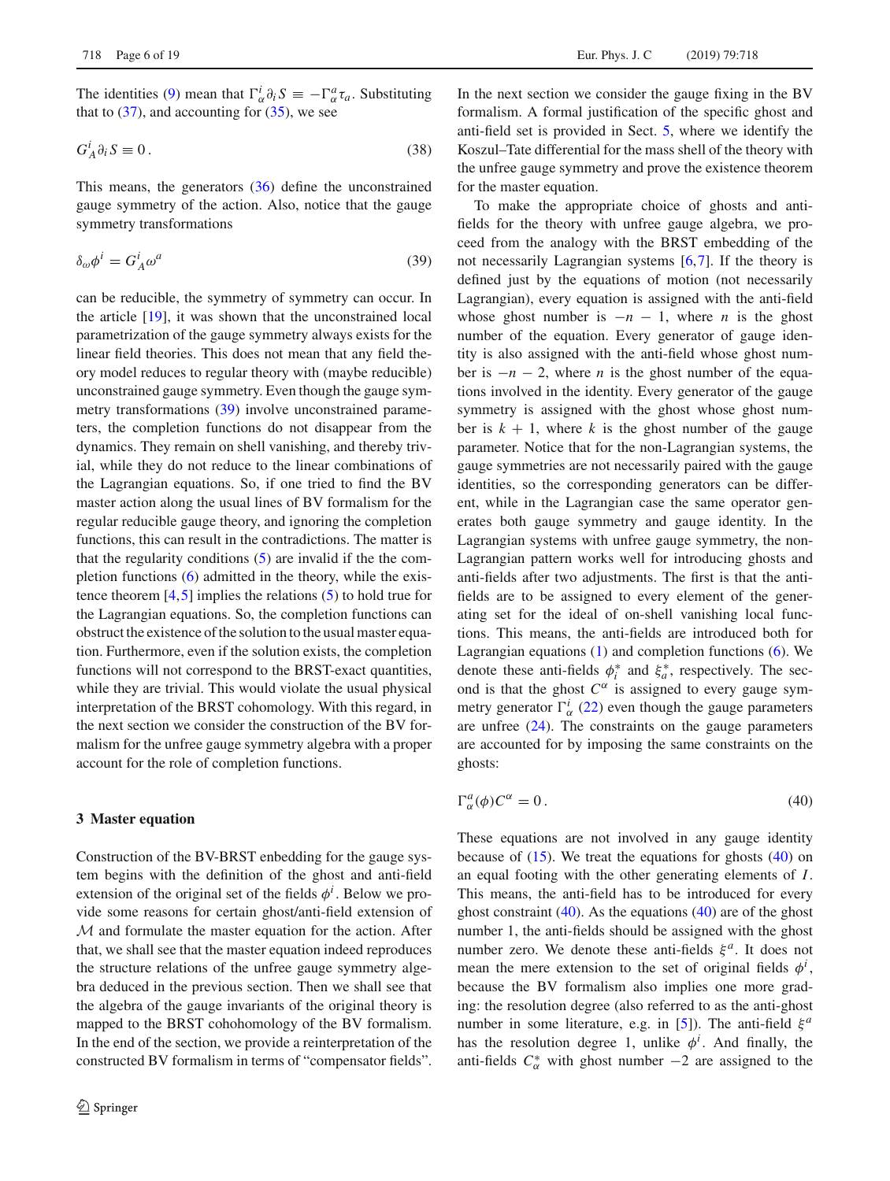The identities (9) mean that $\Gamma^i_\alpha \partial_i S \equiv -\Gamma^a_\alpha \tau_a$. Substituting that to (37), and accounting for (35), we see

$$G^i_A \partial_i S \equiv 0 \,. \tag{38}$$

This means, the generators (36) define the unconstrained gauge symmetry of the action. Also, notice that the gauge symmetry transformations

$$\delta_\omega \phi^i = G^i_A \omega^a \tag{39}$$

can be reducible, the symmetry of symmetry can occur. In the article [19], it was shown that the unconstrained local parametrization of the gauge symmetry always exists for the linear field theories. This does not mean that any field theory model reduces to regular theory with (maybe reducible) unconstrained gauge symmetry. Even though the gauge symmetry transformations (39) involve unconstrained parameters, the completion functions do not disappear from the dynamics. They remain on shell vanishing, and thereby trivial, while they do not reduce to the linear combinations of the Lagrangian equations. So, if one tried to find the BV master action along the usual lines of BV formalism for the regular reducible gauge theory, and ignoring the completion functions, this can result in the contradictions. The matter is that the regularity conditions (5) are invalid if the the completion functions (6) admitted in the theory, while the existence theorem [4,5] implies the relations (5) to hold true for the Lagrangian equations. So, the completion functions can obstruct the existence of the solution to the usual master equation. Furthermore, even if the solution exists, the completion functions will not correspond to the BRST-exact quantities, while they are trivial. This would violate the usual physical interpretation of the BRST cohomology. With this regard, in the next section we consider the construction of the BV formalism for the unfree gauge symmetry algebra with a proper account for the role of completion functions.

## 3 Master equation

Construction of the BV-BRST embedding for the gauge system begins with the definition of the ghost and anti-field extension of the original set of the fields $\phi^i$. Below we provide some reasons for certain ghost/anti-field extension of $\mathcal{M}$ and formulate the master equation for the action. After that, we shall see that the master equation indeed reproduces the structure relations of the unfree gauge symmetry algebra deduced in the previous section. Then we shall see that the algebra of the gauge invariants of the original theory is mapped to the BRST cohohomology of the BV formalism. In the end of the section, we provide a reinterpretation of the constructed BV formalism in terms of "compensator fields". In the next section we consider the gauge fixing in the BV formalism. A formal justification of the specific ghost and anti-field set is provided in Sect. 5, where we identify the Koszul–Tate differential for the mass shell of the theory with the unfree gauge symmetry and prove the existence theorem for the master equation.

To make the appropriate choice of ghosts and anti-fields for the theory with unfree gauge algebra, we proceed from the analogy with the BRST embedding of the not necessarily Lagrangian systems [6,7]. If the theory is defined just by the equations of motion (not necessarily Lagrangian), every equation is assigned with the anti-field whose ghost number is $-n-1$, where $n$ is the ghost number of the equation. Every generator of gauge identity is also assigned with the anti-field whose ghost number is $-n-2$, where $n$ is the ghost number of the equations involved in the identity. Every generator of the gauge symmetry is assigned with the ghost whose ghost number is $k+1$, where $k$ is the ghost number of the gauge parameter. Notice that for the non-Lagrangian systems, the gauge symmetries are not necessarily paired with the gauge identities, so the corresponding generators can be different, while in the Lagrangian case the same operator generates both gauge symmetry and gauge identity. In the Lagrangian systems with unfree gauge symmetry, the non-Lagrangian pattern works well for introducing ghosts and anti-fields after two adjustments. The first is that the anti-fields are to be assigned to every element of the generating set for the ideal of on-shell vanishing local functions. This means, the anti-fields are introduced both for Lagrangian equations (1) and completion functions (6). We denote these anti-fields $\phi^*_i$ and $\xi^*_a$, respectively. The second is that the ghost $C^\alpha$ is assigned to every gauge symmetry generator $\Gamma^i_\alpha$ (22) even though the gauge parameters are unfree (24). The constraints on the gauge parameters are accounted for by imposing the same constraints on the ghosts:

$$\Gamma^a_\alpha(\phi) C^\alpha = 0 \,. \tag{40}$$

These equations are not involved in any gauge identity because of (15). We treat the equations for ghosts (40) on an equal footing with the other generating elements of $I$. This means, the anti-field has to be introduced for every ghost constraint (40). As the equations (40) are of the ghost number 1, the anti-fields should be assigned with the ghost number zero. We denote these anti-fields $\xi^a$. It does not mean the mere extension to the set of original fields $\phi^i$, because the BV formalism also implies one more grading: the resolution degree (also referred to as the anti-ghost number in some literature, e.g. in [5]). The anti-field $\xi^a$ has the resolution degree 1, unlike $\phi^i$. And finally, the anti-fields $C^*_\alpha$ with ghost number $-2$ are assigned to the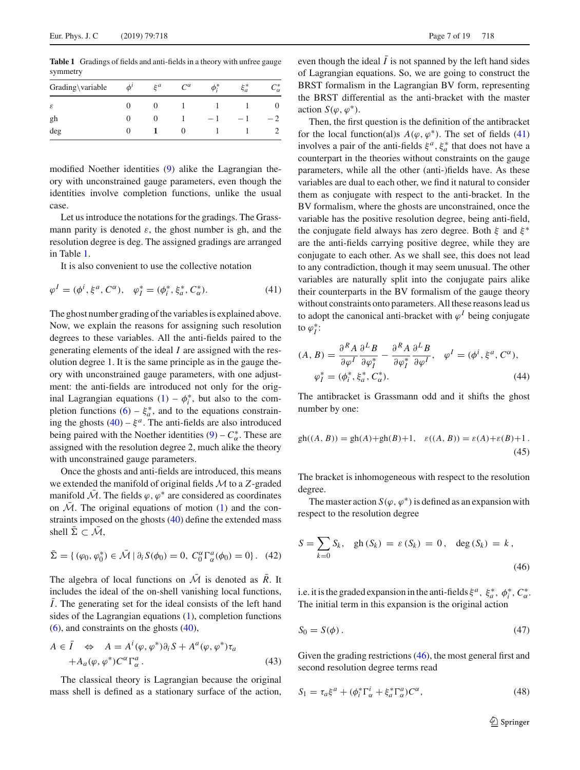**Table 1** Gradings of fields and anti-fields in a theory with unfree gauge symmetry

| Grading\variable | $\phi^i$ | $\xi^a$ | $C^\alpha$ | $\phi^*_i$ | $\xi^*_a$ | $C^*_\alpha$ |
|---|---|---|---|---|---|---|
| $\varepsilon$ | 0 | 0 | 1 | 1 | 1 | 0 |
| gh | 0 | 0 | 1 | $-1$ | $-1$ | $-2$ |
| deg | 0 | **1** | 0 | 1 | 1 | 2 |

modified Noether identities (9) alike the Lagrangian theory with unconstrained gauge parameters, even though the identities involve completion functions, unlike the usual case.

Let us introduce the notations for the gradings. The Grassmann parity is denoted $\varepsilon$, the ghost number is gh, and the resolution degree is deg. The assigned gradings are arranged in Table 1.

It is also convenient to use the collective notation

$$\varphi^I = (\phi^i, \xi^a, C^\alpha), \quad \varphi^*_I = (\phi^*_i, \xi^*_a, C^*_\alpha). \tag{41}$$

The ghost number grading of the variables is explained above. Now, we explain the reasons for assigning such resolution degrees to these variables. All the anti-fields paired to the generating elements of the ideal $I$ are assigned with the resolution degree 1. It is the same principle as in the gauge theory with unconstrained gauge parameters, with one adjustment: the anti-fields are introduced not only for the original Lagrangian equations (1) – $\phi^*_i$, but also to the completion functions (6) – $\xi^*_a$, and to the equations constraining the ghosts (40) – $\xi^a$. The anti-fields are also introduced being paired with the Noether identities (9) – $C^*_\alpha$. These are assigned with the resolution degree 2, much alike the theory with unconstrained gauge parameters.

Once the ghosts and anti-fields are introduced, this means we extended the manifold of original fields $\mathcal{M}$ to a $Z$-graded manifold $\bar{\mathcal{M}}$. The fields $\varphi, \varphi^*$ are considered as coordinates on $\bar{\mathcal{M}}$. The original equations of motion (1) and the constraints imposed on the ghosts (40) define the extended mass shell $\bar{\Sigma} \subset \bar{\mathcal{M}}$,

$$\bar{\Sigma} = \{ (\varphi_0, \varphi^*_0) \in \bar{\mathcal{M}} \mid \partial_i S(\phi_0) = 0,\ C^\alpha_0 \Gamma^a_\alpha(\phi_0) = 0 \}. \tag{42}$$

The algebra of local functions on $\bar{\mathcal{M}}$ is denoted as $\bar{R}$. It includes the ideal of the on-shell vanishing local functions, $\bar{I}$. The generating set for the ideal consists of the left hand sides of the Lagrangian equations (1), completion functions (6), and constraints on the ghosts (40),

$$A \in \bar{I} \quad \Leftrightarrow \quad A = A^i(\varphi, \varphi^*)\partial_i S + A^a(\varphi, \varphi^*)\tau_a + A_a(\varphi, \varphi^*) C^\alpha \Gamma^a_\alpha . \tag{43}$$

The classical theory is Lagrangian because the original mass shell is defined as a stationary surface of the action, even though the ideal $\bar{I}$ is not spanned by the left hand sides of Lagrangian equations. So, we are going to construct the BRST formalism in the Lagrangian BV form, representing the BRST differential as the anti-bracket with the master action $S(\varphi, \varphi^*)$.

Then, the first question is the definition of the antibracket for the local function(al)s $A(\varphi, \varphi^*)$. The set of fields (41) involves a pair of the anti-fields $\xi^a, \xi^*_a$ that does not have a counterpart in the theories without constraints on the gauge parameters, while all the other (anti-)fields have. As these variables are dual to each other, we find it natural to consider them as conjugate with respect to the anti-bracket. In the BV formalism, where the ghosts are unconstrained, once the variable has the positive resolution degree, being anti-field, the conjugate field always has zero degree. Both $\xi$ and $\xi^*$ are the anti-fields carrying positive degree, while they are conjugate to each other. As we shall see, this does not lead to any contradiction, though it may seem unusual. The other variables are naturally split into the conjugate pairs alike their counterparts in the BV formalism of the gauge theory without constraints onto parameters. All these reasons lead us to adopt the canonical anti-bracket with $\varphi^I$ being conjugate to $\varphi^*_I$:

$$(A, B) = \frac{\partial^R A}{\partial \varphi^I}\frac{\partial^L B}{\partial \varphi^*_I} - \frac{\partial^R A}{\partial \varphi^*_I}\frac{\partial^L B}{\partial \varphi^I}, \quad \varphi^I = (\phi^i, \xi^a, C^\alpha), \quad \varphi^*_I = (\phi^*_i, \xi^*_a, C^*_\alpha). \tag{44}$$

The antibracket is Grassmann odd and it shifts the ghost number by one:

$$\mathrm{gh}((A, B)) = \mathrm{gh}(A) + \mathrm{gh}(B) + 1, \quad \varepsilon((A, B)) = \varepsilon(A) + \varepsilon(B) + 1 . \tag{45}$$

The bracket is inhomogeneous with respect to the resolution degree.

The master action $S(\varphi, \varphi^*)$ is defined as an expansion with respect to the resolution degree

$$S = \sum_{k=0} S_k, \quad \mathrm{gh}\,(S_k) = \varepsilon\,(S_k) = 0\,, \quad \deg\,(S_k) = k\,, \tag{46}$$

i.e. it is the graded expansion in the anti-fields $\xi^a$, $\xi^*_a$, $\phi^*_i$, $C^*_\alpha$. The initial term in this expansion is the original action

$$S_0 = S(\phi)\,. \tag{47}$$

Given the grading restrictions (46), the most general first and second resolution degree terms read

$$S_1 = \tau_a \xi^a + (\phi^*_i \Gamma^i_\alpha + \xi^*_a \Gamma^a_\alpha) C^\alpha, \tag{48}$$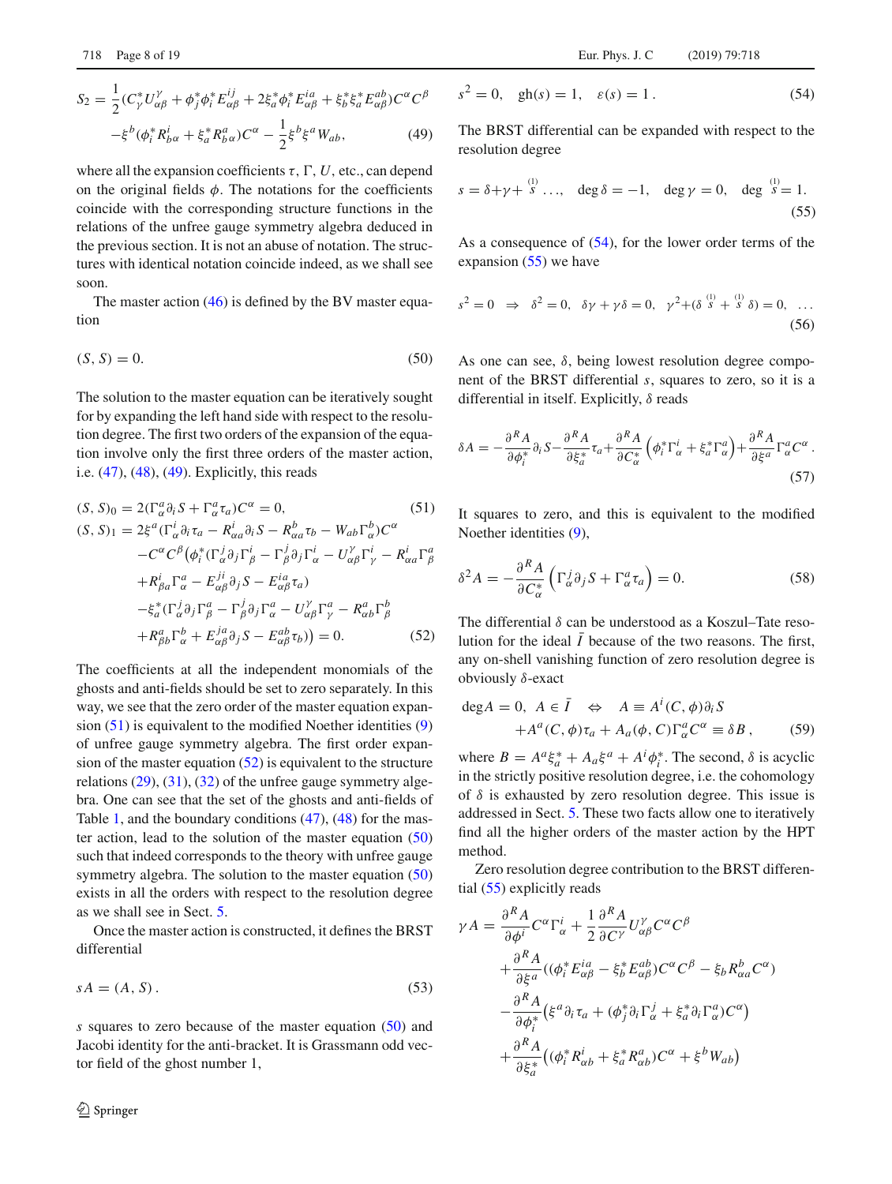$$S_2 = \frac{1}{2}(C^*_\gamma U^\gamma_{\alpha\beta} + \phi^*_j\phi^*_i E^{ij}_{\alpha\beta} + 2\xi^*_a\phi^*_i E^{ia}_{\alpha\beta} + \xi^*_b\xi^*_a E^{ab}_{\alpha\beta})C^\alpha C^\beta$$
$$-\xi^b(\phi^*_i R^i_{b\alpha} + \xi^*_a R^a_{b\alpha})C^\alpha - \frac{1}{2}\xi^b\xi^a W_{ab}, \tag{49}$$

where all the expansion coefficients $\tau$, $\Gamma$, $U$, etc., can depend on the original fields $\phi$. The notations for the coefficients coincide with the corresponding structure functions in the relations of the unfree gauge symmetry algebra deduced in the previous section. It is not an abuse of notation. The structures with identical notation coincide indeed, as we shall see soon.

The master action (46) is defined by the BV master equation

$$(S, S) = 0. \tag{50}$$

The solution to the master equation can be iteratively sought for by expanding the left hand side with respect to the resolution degree. The first two orders of the expansion of the equation involve only the first three orders of the master action, i.e. (47), (48), (49). Explicitly, this reads

$$(S, S)_0 = 2(\Gamma^a_\alpha\partial_i S + \Gamma^a_\alpha\tau_a)C^\alpha = 0, \tag{51}$$

$$\begin{aligned}(S, S)_1 = {} & 2\xi^a(\Gamma^i_\alpha\partial_i\tau_a - R^i_{\alpha a}\partial_i S - R^b_{\alpha a}\tau_b - W_{ab}\Gamma^b_\alpha)C^\alpha \\ & -C^\alpha C^\beta\big(\phi^*_i(\Gamma^j_\alpha\partial_j\Gamma^i_\beta - \Gamma^j_\beta\partial_j\Gamma^i_\alpha - U^\gamma_{\alpha\beta}\Gamma^i_\gamma - R^i_{\alpha a}\Gamma^a_\beta \\ & +R^i_{\beta a}\Gamma^a_\alpha - E^{ji}_{\alpha\beta}\partial_j S - E^{ia}_{\alpha\beta}\tau_a) \\ & -\xi^*_a(\Gamma^j_\alpha\partial_j\Gamma^a_\beta - \Gamma^j_\beta\partial_j\Gamma^a_\alpha - U^\gamma_{\alpha\beta}\Gamma^a_\gamma - R^a_{\alpha b}\Gamma^b_\beta \\ & +R^a_{\beta b}\Gamma^b_\alpha + E^{ja}_{\alpha\beta}\partial_j S - E^{ab}_{\alpha\beta}\tau_b)\big) = 0.\end{aligned} \tag{52}$$

The coefficients at all the independent monomials of the ghosts and anti-fields should be set to zero separately. In this way, we see that the zero order of the master equation expansion (51) is equivalent to the modified Noether identities (9) of unfree gauge symmetry algebra. The first order expansion of the master equation (52) is equivalent to the structure relations (29), (31), (32) of the unfree gauge symmetry algebra. One can see that the set of the ghosts and anti-fields of Table 1, and the boundary conditions (47), (48) for the master action, lead to the solution of the master equation (50) such that indeed corresponds to the theory with unfree gauge symmetry algebra. The solution to the master equation (50) exists in all the orders with respect to the resolution degree as we shall see in Sect. 5.

Once the master action is constructed, it defines the BRST differential

$$sA = (A, S). \tag{53}$$

$s$ squares to zero because of the master equation (50) and Jacobi identity for the anti-bracket. It is Grassmann odd vector field of the ghost number 1,

$$s^2 = 0, \quad \mathrm{gh}(s) = 1, \quad \varepsilon(s) = 1. \tag{54}$$

The BRST differential can be expanded with respect to the resolution degree

$$s = \delta + \gamma + \overset{(1)}{s} \ldots, \quad \deg\delta = -1, \quad \deg\gamma = 0, \quad \deg\overset{(1)}{s} = 1. \tag{55}$$

As a consequence of (54), for the lower order terms of the expansion (55) we have

$$s^2 = 0 \;\;\Rightarrow\;\; \delta^2 = 0, \;\; \delta\gamma + \gamma\delta = 0, \;\; \gamma^2 + (\delta\overset{(1)}{s} + \overset{(1)}{s}\delta) = 0, \;\; \ldots \tag{56}$$

As one can see, $\delta$, being lowest resolution degree component of the BRST differential $s$, squares to zero, so it is a differential in itself. Explicitly, $\delta$ reads

$$\delta A = -\frac{\partial^R A}{\partial\phi^*_i}\partial_i S - \frac{\partial^R A}{\partial\xi^*_a}\tau_a + \frac{\partial^R A}{\partial C^*_\alpha}\left(\phi^*_i\Gamma^i_\alpha + \xi^*_a\Gamma^a_\alpha\right) + \frac{\partial^R A}{\partial\xi^a}\Gamma^a_\alpha C^\alpha. \tag{57}$$

It squares to zero, and this is equivalent to the modified Noether identities (9),

$$\delta^2 A = -\frac{\partial^R A}{\partial C^*_\alpha}\left(\Gamma^j_\alpha\partial_j S + \Gamma^a_\alpha\tau_a\right) = 0. \tag{58}$$

The differential $\delta$ can be understood as a Koszul–Tate resolution for the ideal $\bar{I}$ because of the two reasons. The first, any on-shell vanishing function of zero resolution degree is obviously $\delta$-exact

$$\begin{aligned}\deg A = 0, \;\; A \in \bar{I} \;\;\Leftrightarrow\;\; & A \equiv A^i(C,\phi)\partial_i S \\ & + A^a(C,\phi)\tau_a + A_a(\phi, C)\Gamma^a_\alpha C^\alpha \equiv \delta B,\end{aligned} \tag{59}$$

where $B = A^a\xi^*_a + A_a\xi^a + A^i\phi^*_i$. The second, $\delta$ is acyclic in the strictly positive resolution degree, i.e. the cohomology of $\delta$ is exhausted by zero resolution degree. This issue is addressed in Sect. 5. These two facts allow one to iteratively find all the higher orders of the master action by the HPT method.

Zero resolution degree contribution to the BRST differential (55) explicitly reads

$$\begin{aligned}\gamma A = {} & \frac{\partial^R A}{\partial\phi^i}C^\alpha\Gamma^i_\alpha + \frac{1}{2}\frac{\partial^R A}{\partial C^\gamma}U^\gamma_{\alpha\beta}C^\alpha C^\beta \\ & +\frac{\partial^R A}{\partial\xi^a}((\phi^*_i E^{ia}_{\alpha\beta} - \xi^*_b E^{ab}_{\alpha\beta})C^\alpha C^\beta - \xi_b R^b_{\alpha a}C^\alpha) \\ & -\frac{\partial^R A}{\partial\phi^*_i}\big(\xi^a\partial_i\tau_a + (\phi^*_j\partial_i\Gamma^j_\alpha + \xi^*_a\partial_i\Gamma^a_\alpha)C^\alpha\big) \\ & +\frac{\partial^R A}{\partial\xi^*_a}\big((\phi^*_i R^i_{ab} + \xi^*_a R^a_{ab})C^\alpha + \xi^b W_{ab}\big)\end{aligned}$$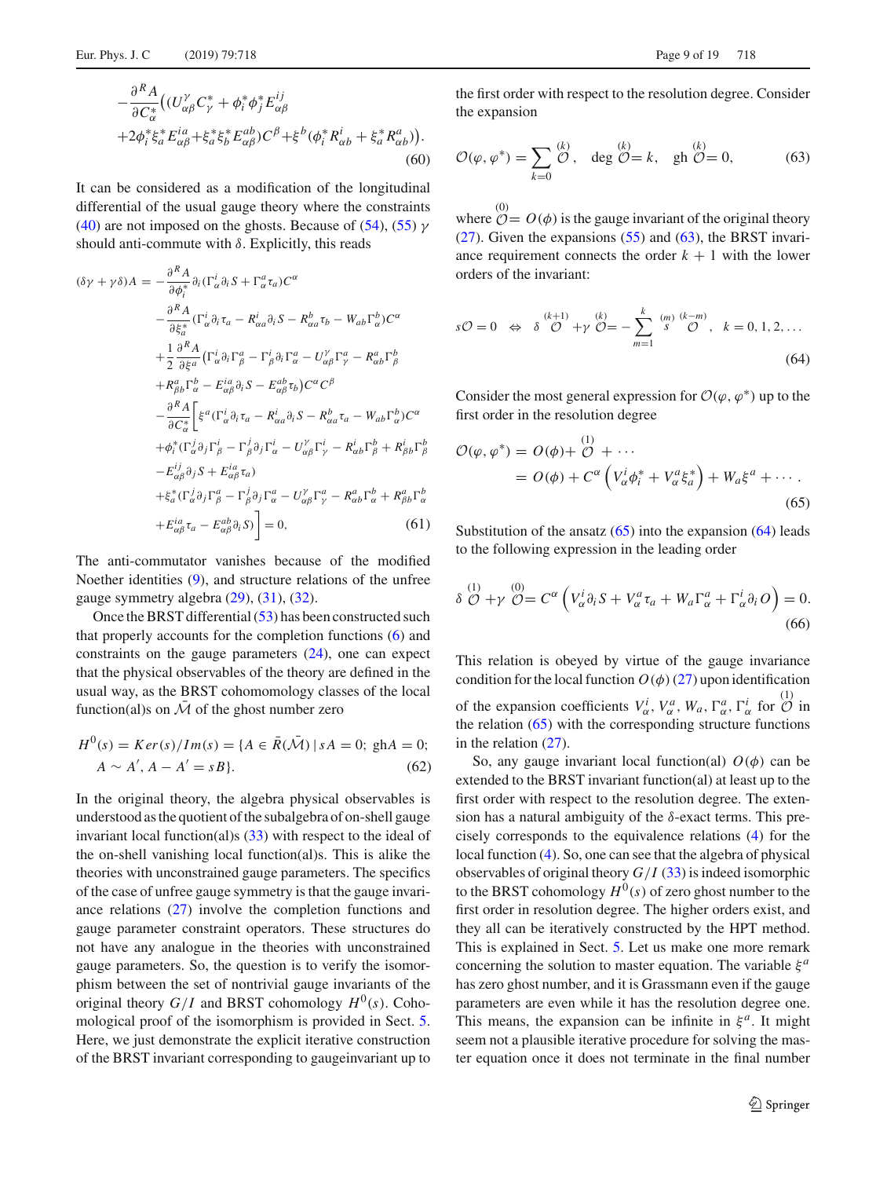$$
-\frac{\partial^R A}{\partial C^*_\alpha}\big((U^\gamma_{\alpha\beta}C^*_\gamma+\phi^*_i\phi^*_j E^{ij}_{\alpha\beta}
+2\phi^*_i\xi^*_a E^{ia}_{\alpha\beta}+\xi^*_a\xi^*_b E^{ab}_{\alpha\beta})C^\beta+\xi^b(\phi^*_i R^i_{\alpha b}+\xi^*_a R^a_{\alpha b})\big). \tag{60}
$$

It can be considered as a modification of the longitudinal differential of the usual gauge theory where the constraints (40) are not imposed on the ghosts. Because of (54), (55) $\gamma$ should anti-commute with $\delta$. Explicitly, this reads

$$
\begin{aligned}
(\delta\gamma+\gamma\delta)A = &-\frac{\partial^R A}{\partial\phi^*_i}\partial_i(\Gamma^i_\alpha\partial_i S+\Gamma^a_\alpha\tau_a)C^\alpha\\
&-\frac{\partial^R A}{\partial\xi^*_a}(\Gamma^i_\alpha\partial_i\tau_a-R^i_{\alpha a}\partial_i S-R^b_{\alpha a}\tau_b-W_{ab}\Gamma^b_\alpha)C^\alpha\\
&+\frac{1}{2}\frac{\partial^R A}{\partial\xi^a}\big(\Gamma^i_\alpha\partial_i\Gamma^a_\beta-\Gamma^i_\beta\partial_i\Gamma^a_\alpha-U^\gamma_{\alpha\beta}\Gamma^a_\gamma-R^a_{\alpha b}\Gamma^b_\beta\\
&+R^a_{\beta b}\Gamma^b_\alpha-E^{ia}_{\alpha\beta}\partial_i S-E^{ab}_{\alpha\beta}\tau_b\big)C^\alpha C^\beta\\
&-\frac{\partial^R A}{\partial C^*_\alpha}\Big[\xi^a(\Gamma^i_\alpha\partial_i\tau_a-R^i_{\alpha a}\partial_i S-R^b_{\alpha a}\tau_a-W_{ab}\Gamma^b_\alpha)C^\alpha\\
&+\phi^*_i(\Gamma^j_\alpha\partial_j\Gamma^i_\beta-\Gamma^j_\beta\partial_j\Gamma^i_\alpha-U^\gamma_{\alpha\beta}\Gamma^i_\gamma-R^i_{\alpha b}\Gamma^b_\beta+R^i_{\beta b}\Gamma^b_\beta\\
&-E^{ij}_{\alpha\beta}\partial_j S+E^{ia}_{\alpha\beta}\tau_a)\\
&+\xi^*_a(\Gamma^j_\alpha\partial_j\Gamma^a_\beta-\Gamma^j_\beta\partial_j\Gamma^a_\alpha-U^\gamma_{\alpha\beta}\Gamma^a_\gamma-R^a_{\alpha b}\Gamma^b_\alpha+R^a_{\beta b}\Gamma^b_\alpha\\
&+E^{ia}_{\alpha\beta}\tau_a-E^{ab}_{\alpha\beta}\partial_i S)\Big]=0,
\end{aligned} \tag{61}
$$

The anti-commutator vanishes because of the modified Noether identities (9), and structure relations of the unfree gauge symmetry algebra (29), (31), (32).

Once the BRST differential (53) has been constructed such that properly accounts for the completion functions (6) and constraints on the gauge parameters (24), one can expect that the physical observables of the theory are defined in the usual way, as the BRST cohomomology classes of the local function(al)s on $\bar{\mathcal{M}}$ of the ghost number zero

$$
H^0(s)=Ker(s)/Im(s)=\{A\in\bar{R}(\bar{\mathcal{M}})\,|\,sA=0;\ \mathrm{gh}A=0;\ A\sim A',\,A-A'=sB\}. \tag{62}
$$

In the original theory, the algebra physical observables is understood as the quotient of the subalgebra of on-shell gauge invariant local function(al)s (33) with respect to the ideal of the on-shell vanishing local function(al)s. This is alike the theories with unconstrained gauge parameters. The specifics of the case of unfree gauge symmetry is that the gauge invariance relations (27) involve the completion functions and gauge parameter constraint operators. These structures do not have any analogue in the theories with unconstrained gauge parameters. So, the question is to verify the isomorphism between the set of nontrivial gauge invariants of the original theory $G/I$ and BRST cohomology $H^0(s)$. Cohomological proof of the isomorphism is provided in Sect. 5. Here, we just demonstrate the explicit iterative construction of the BRST invariant corresponding to gaugeinvariant up to the first order with respect to the resolution degree. Consider the expansion

$$
\mathcal{O}(\varphi,\varphi^*)=\sum_{k=0}\overset{(k)}{\mathcal{O}},\quad \deg\overset{(k)}{\mathcal{O}}=k,\quad \mathrm{gh}\,\overset{(k)}{\mathcal{O}}=0, \tag{63}
$$

where $\overset{(0)}{\mathcal{O}}=O(\phi)$ is the gauge invariant of the original theory (27). Given the expansions (55) and (63), the BRST invariance requirement connects the order $k+1$ with the lower orders of the invariant:

$$
s\mathcal{O}=0\quad\Leftrightarrow\quad \delta\overset{(k+1)}{\mathcal{O}}+\gamma\overset{(k)}{\mathcal{O}}=-\sum_{m=1}^{k}\overset{(m)}{s}\overset{(k-m)}{\mathcal{O}},\quad k=0,1,2,\ldots \tag{64}
$$

Consider the most general expression for $\mathcal{O}(\varphi,\varphi^*)$ up to the first order in the resolution degree

$$
\begin{aligned}
\mathcal{O}(\varphi,\varphi^*)&=O(\phi)+\overset{(1)}{\mathcal{O}}+\cdots\\
&=O(\phi)+C^\alpha\left(V^i_\alpha\phi^*_i+V^a_\alpha\xi^*_a\right)+W_a\xi^a+\cdots.
\end{aligned} \tag{65}
$$

Substitution of the ansatz (65) into the expansion (64) leads to the following expression in the leading order

$$
\delta\overset{(1)}{\mathcal{O}}+\gamma\overset{(0)}{\mathcal{O}}=C^\alpha\left(V^i_\alpha\partial_i S+V^a_\alpha\tau_a+W_a\Gamma^a_\alpha+\Gamma^i_\alpha\partial_i O\right)=0. \tag{66}
$$

This relation is obeyed by virtue of the gauge invariance condition for the local function $O(\phi)$ (27) upon identification of the expansion coefficients $V^i_\alpha$, $V^a_\alpha$, $W_a$, $\Gamma^a_\alpha$, $\Gamma^i_\alpha$ for $\overset{(1)}{\mathcal{O}}$ in the relation (65) with the corresponding structure functions in the relation (27).

So, any gauge invariant local function(al) $O(\phi)$ can be extended to the BRST invariant function(al) at least up to the first order with respect to the resolution degree. The extension has a natural ambiguity of the $\delta$-exact terms. This precisely corresponds to the equivalence relations (4) for the local function (4). So, one can see that the algebra of physical observables of original theory $G/I$ (33) is indeed isomorphic to the BRST cohomology $H^0(s)$ of zero ghost number to the first order in resolution degree. The higher orders exist, and they all can be iteratively constructed by the HPT method. This is explained in Sect. 5. Let us make one more remark concerning the solution to master equation. The variable $\xi^a$ has zero ghost number, and it is Grassmann even if the gauge parameters are even while it has the resolution degree one. This means, the expansion can be infinite in $\xi^a$. It might seem not a plausible iterative procedure for solving the master equation once it does not terminate in the final number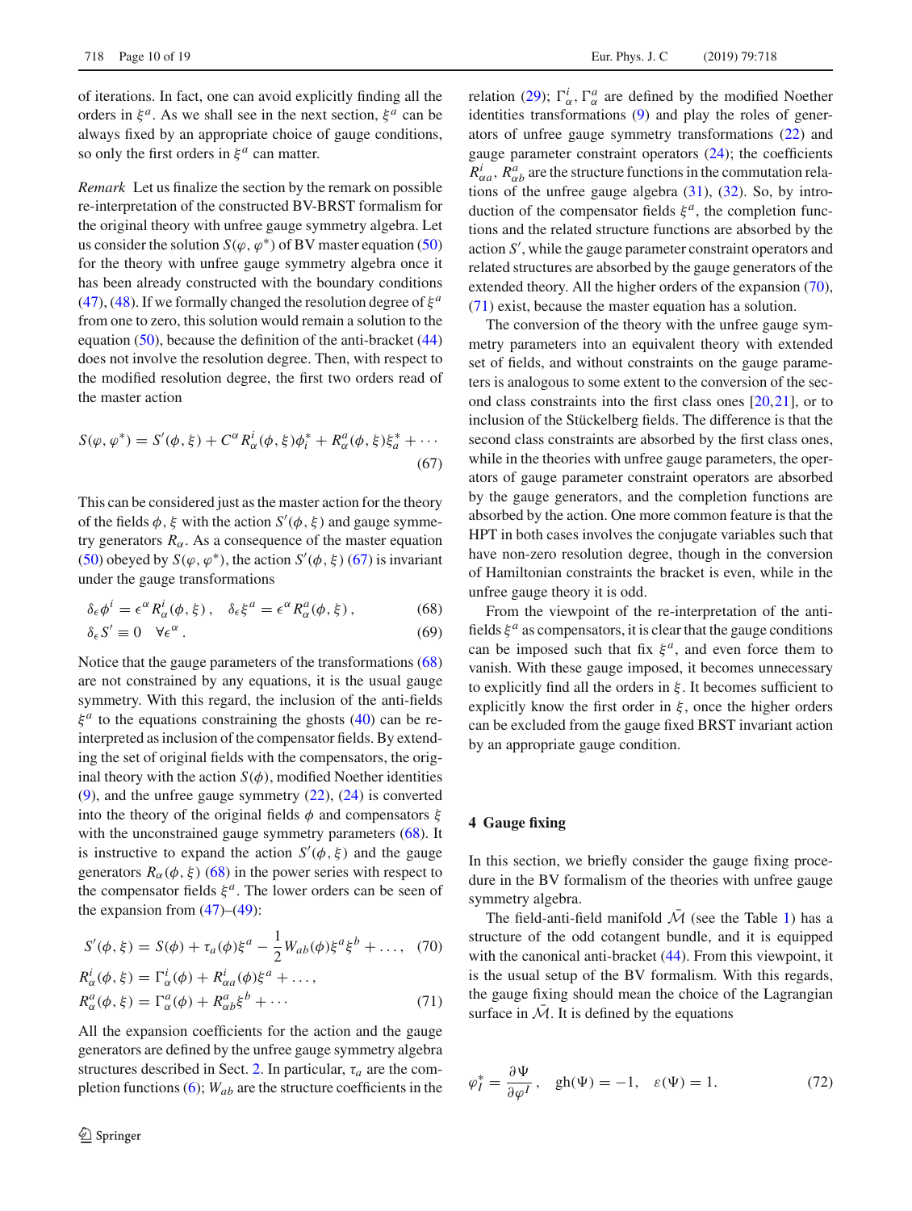of iterations. In fact, one can avoid explicitly finding all the orders in $\xi^a$. As we shall see in the next section, $\xi^a$ can be always fixed by an appropriate choice of gauge conditions, so only the first orders in $\xi^a$ can matter.

*Remark* Let us finalize the section by the remark on possible re-interpretation of the constructed BV-BRST formalism for the original theory with unfree gauge symmetry algebra. Let us consider the solution $S(\varphi, \varphi^*)$ of BV master equation (50) for the theory with unfree gauge symmetry algebra once it has been already constructed with the boundary conditions (47), (48). If we formally changed the resolution degree of $\xi^a$ from one to zero, this solution would remain a solution to the equation (50), because the definition of the anti-bracket (44) does not involve the resolution degree. Then, with respect to the modified resolution degree, the first two orders read of the master action

$$S(\varphi, \varphi^*) = S'(\phi, \xi) + C^\alpha R^i_\alpha(\phi, \xi)\phi^*_i + R^a_\alpha(\phi, \xi)\xi^*_a + \cdots \tag{67}$$

This can be considered just as the master action for the theory of the fields $\phi, \xi$ with the action $S'(\phi, \xi)$ and gauge symmetry generators $R_\alpha$. As a consequence of the master equation (50) obeyed by $S(\varphi, \varphi^*)$, the action $S'(\phi, \xi)$ (67) is invariant under the gauge transformations

$$\delta_\epsilon \phi^i = \epsilon^\alpha R^i_\alpha(\phi, \xi)\,, \quad \delta_\epsilon \xi^a = \epsilon^\alpha R^a_\alpha(\phi, \xi)\,, \tag{68}$$

$$\delta_\epsilon S' \equiv 0 \quad \forall \epsilon^\alpha\,. \tag{69}$$

Notice that the gauge parameters of the transformations (68) are not constrained by any equations, it is the usual gauge symmetry. With this regard, the inclusion of the anti-fields $\xi^a$ to the equations constraining the ghosts (40) can be re-interpreted as inclusion of the compensator fields. By extending the set of original fields with the compensators, the original theory with the action $S(\phi)$, modified Noether identities (9), and the unfree gauge symmetry (22), (24) is converted into the theory of the original fields $\phi$ and compensators $\xi$ with the unconstrained gauge symmetry parameters (68). It is instructive to expand the action $S'(\phi, \xi)$ and the gauge generators $R_\alpha(\phi, \xi)$ (68) in the power series with respect to the compensator fields $\xi^a$. The lower orders can be seen of the expansion from (47)–(49):

$$S'(\phi, \xi) = S(\phi) + \tau_a(\phi)\xi^a - \frac{1}{2}W_{ab}(\phi)\xi^a\xi^b + \ldots, \tag{70}$$

$$R^i_\alpha(\phi, \xi) = \Gamma^i_\alpha(\phi) + R^i_{\alpha a}(\phi)\xi^a + \ldots,$$
$$R^a_\alpha(\phi, \xi) = \Gamma^a_\alpha(\phi) + R^a_{\alpha b}\xi^b + \cdots \tag{71}$$

All the expansion coefficients for the action and the gauge generators are defined by the unfree gauge symmetry algebra structures described in Sect. 2. In particular, $\tau_a$ are the completion functions (6); $W_{ab}$ are the structure coefficients in the relation (29); $\Gamma^i_\alpha, \Gamma^a_\alpha$ are defined by the modified Noether identities transformations (9) and play the roles of generators of unfree gauge symmetry transformations (22) and gauge parameter constraint operators (24); the coefficients $R^i_{\alpha a}, R^a_{\alpha b}$ are the structure functions in the commutation relations of the unfree gauge algebra (31), (32). So, by introduction of the compensator fields $\xi^a$, the completion functions and the related structure functions are absorbed by the action $S'$, while the gauge parameter constraint operators and related structures are absorbed by the gauge generators of the extended theory. All the higher orders of the expansion (70), (71) exist, because the master equation has a solution.

The conversion of the theory with the unfree gauge symmetry into an equivalent theory with extended set of fields, and without constraints on the gauge parameters is analogous to some extent to the conversion of the second class constraints into the first class ones [20,21], or to inclusion of the Stückelberg fields. The difference is that the second class constraints are absorbed by the first class ones, while in the theories with unfree gauge parameters, the operators of gauge parameter constraint operators are absorbed by the gauge generators, and the completion functions are absorbed by the action. One more common feature is that the HPT in both cases involves the conjugate variables such that have non-zero resolution degree, though in the conversion of Hamiltonian constraints the bracket is even, while in the unfree gauge theory it is odd.

From the viewpoint of the re-interpretation of the anti-fields $\xi^a$ as compensators, it is clear that the gauge conditions can be imposed such that fix $\xi^a$, and even force them to vanish. With these gauge imposed, it becomes unnecessary to explicitly find all the orders in $\xi$. It becomes sufficient to explicitly know the first order in $\xi$, once the higher orders can be excluded from the gauge fixed BRST invariant action by an appropriate gauge condition.

## 4 Gauge fixing

In this section, we briefly consider the gauge fixing procedure in the BV formalism of the theories with unfree gauge symmetry algebra.

The field-anti-field manifold $\bar{\mathcal{M}}$ (see the Table 1) has a structure of the odd cotangent bundle, and it is equipped with the canonical anti-bracket (44). From this viewpoint, it is the usual setup of the BV formalism. With this regards, the gauge fixing should mean the choice of the Lagrangian surface in $\bar{\mathcal{M}}$. It is defined by the equations

$$\varphi^*_I = \frac{\partial \Psi}{\partial \varphi^I}\,, \quad \mathrm{gh}(\Psi) = -1, \quad \varepsilon(\Psi) = 1. \tag{72}$$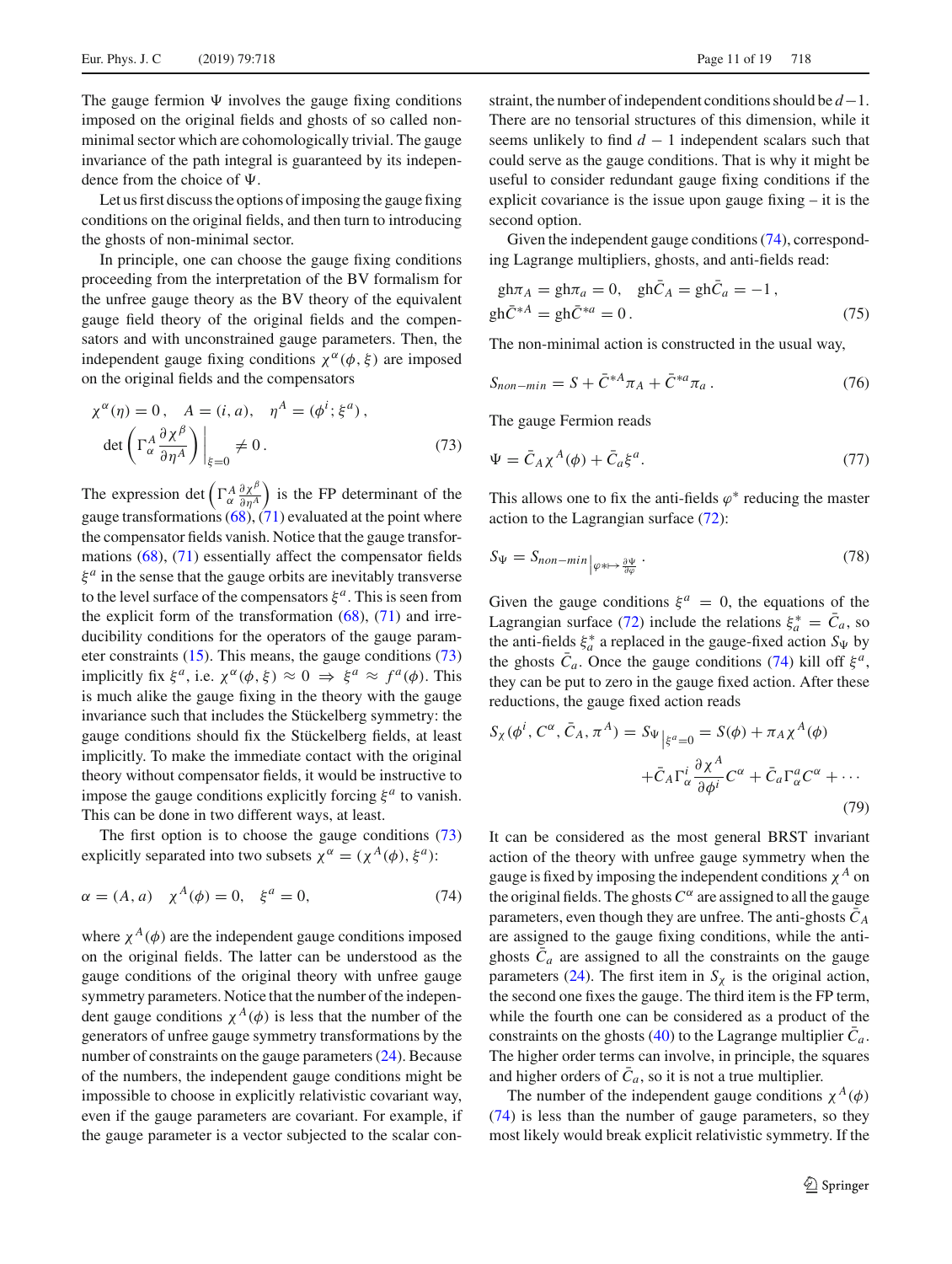The gauge fermion $\Psi$ involves the gauge fixing conditions imposed on the original fields and ghosts of so called non-minimal sector which are cohomologically trivial. The gauge invariance of the path integral is guaranteed by its independence from the choice of $\Psi$.

Let us first discuss the options of imposing the gauge fixing conditions on the original fields, and then turn to introducing the ghosts of non-minimal sector.

In principle, one can choose the gauge fixing conditions proceeding from the interpretation of the BV formalism for the unfree gauge theory as the BV theory of the equivalent gauge field theory of the original fields and the compensators and with unconstrained gauge parameters. Then, the independent gauge fixing conditions $\chi^\alpha(\phi,\xi)$ are imposed on the original fields and the compensators

$$\chi^\alpha(\eta)=0\,,\quad A=(i,a),\quad \eta^A=(\phi^i;\xi^a)\,,\\ \det\left(\Gamma^A_\alpha\frac{\partial\chi^\beta}{\partial\eta^A}\right)\Big|_{\xi=0}\neq 0\,. \tag{73}$$

The expression $\det\left(\Gamma^A_\alpha\frac{\partial\chi^\beta}{\partial\eta^A}\right)$ is the FP determinant of the gauge transformations (68), (71) evaluated at the point where the compensator fields vanish. Notice that the gauge transformations (68), (71) essentially affect the compensator fields $\xi^a$ in the sense that the gauge orbits are inevitably transverse to the level surface of the compensators $\xi^a$. This is seen from the explicit form of the transformation (68), (71) and irreducibility conditions for the operators of the gauge parameter constraints (15). This means, the gauge conditions (73) implicitly fix $\xi^a$, i.e. $\chi^\alpha(\phi,\xi)\approx 0 \;\Rightarrow\; \xi^a\approx f^a(\phi)$. This is much alike the gauge fixing in the theory with the gauge invariance such that includes the Stückelberg symmetry: the gauge conditions should fix the Stückelberg fields, at least implicitly. To make the immediate contact with the original theory without compensator fields, it would be instructive to impose the gauge conditions explicitly forcing $\xi^a$ to vanish. This can be done in two different ways, at least.

The first option is to choose the gauge conditions (73) explicitly separated into two subsets $\chi^\alpha=(\chi^A(\phi),\xi^a)$:

$$\alpha=(A,a)\quad \chi^A(\phi)=0,\quad \xi^a=0, \tag{74}$$

where $\chi^A(\phi)$ are the independent gauge conditions imposed on the original fields. The latter can be understood as the gauge conditions of the original theory with unfree gauge symmetry parameters. Notice that the number of the independent gauge conditions $\chi^A(\phi)$ is less that the number of the generators of unfree gauge symmetry transformations by the number of constraints on the gauge parameters (24). Because of the numbers, the independent gauge conditions might be impossible to choose in explicitly relativistic covariant way, even if the gauge parameters are covariant. For example, if the gauge parameter is a vector subjected to the scalar constraint, the number of independent conditions should be $d-1$. There are no tensorial structures of this dimension, while it seems unlikely to find $d-1$ independent scalars such that could serve as the gauge conditions. That is why it might be useful to consider redundant gauge fixing conditions if the explicit covariance is the issue upon gauge fixing – it is the second option.

Given the independent gauge conditions (74), corresponding Lagrange multipliers, ghosts, and anti-fields read:

$$\mathrm{gh}\pi_A=\mathrm{gh}\pi_a=0,\quad \mathrm{gh}\bar{C}_A=\mathrm{gh}\bar{C}_a=-1\,,\\ \mathrm{gh}\bar{C}^{*A}=\mathrm{gh}\bar{C}^{*a}=0\,. \tag{75}$$

The non-minimal action is constructed in the usual way,

$$S_{non-min}=S+\bar{C}^{*A}\pi_A+\bar{C}^{*a}\pi_a\,. \tag{76}$$

The gauge Fermion reads

$$\Psi=\bar{C}_A\chi^A(\phi)+\bar{C}_a\xi^a. \tag{77}$$

This allows one to fix the anti-fields $\varphi^*$ reducing the master action to the Lagrangian surface (72):

$$S_\Psi=S_{non-min}\big|_{\varphi^*\mapsto\frac{\partial\Psi}{\partial\varphi}}\,. \tag{78}$$

Given the gauge conditions $\xi^a=0$, the equations of the Lagrangian surface (72) include the relations $\xi^*_a=\bar{C}_a$, so the anti-fields $\xi^*_a$ a replaced in the gauge-fixed action $S_\Psi$ by the ghosts $\bar{C}_a$. Once the gauge conditions (74) kill off $\xi^a$, they can be put to zero in the gauge fixed action. After these reductions, the gauge fixed action reads

$$S_\chi(\phi^i,C^\alpha,\bar{C}_A,\pi^A)=S_\Psi\big|_{\xi^a=0}=S(\phi)+\pi_A\chi^A(\phi)\\ +\bar{C}_A\Gamma^i_\alpha\frac{\partial\chi^A}{\partial\phi^i}C^\alpha+\bar{C}_a\Gamma^a_\alpha C^\alpha+\cdots \tag{79}$$

It can be considered as the most general BRST invariant action of the theory with unfree gauge symmetry when the gauge is fixed by imposing the independent conditions $\chi^A$ on the original fields. The ghosts $C^\alpha$ are assigned to all the gauge parameters, even though they are unfree. The anti-ghosts $\bar{C}_A$ are assigned to the gauge fixing conditions, while the anti-ghosts $\bar{C}_a$ are assigned to all the constraints on the gauge parameters (24). The first item in $S_\chi$ is the original action, the second one fixes the gauge. The third item is the FP term, while the fourth one can be considered as a product of the constraints on the ghosts (40) to the Lagrange multiplier $\bar{C}_a$. The higher order terms can involve, in principle, the squares and higher orders of $\bar{C}_a$, so it is not a true multiplier.

The number of the independent gauge conditions $\chi^A(\phi)$ (74) is less than the number of gauge parameters, so they most likely would break explicit relativistic symmetry. If the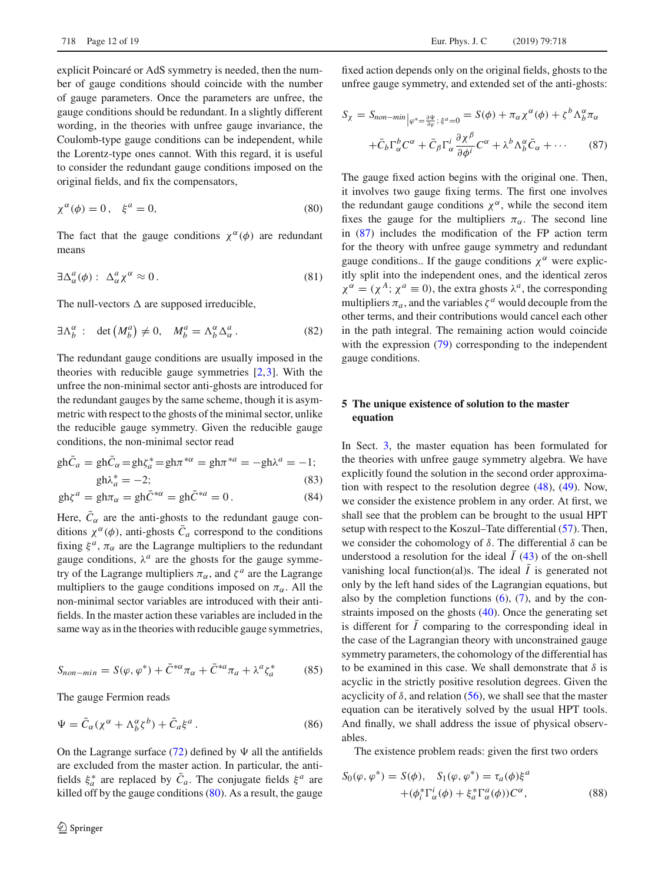explicit Poincaré or AdS symmetry is needed, then the number of gauge conditions should coincide with the number of gauge parameters. Once the parameters are unfree, the gauge conditions should be redundant. In a slightly different wording, in the theories with unfree gauge invariance, the Coulomb-type gauge conditions can be independent, while the Lorentz-type ones cannot. With this regard, it is useful to consider the redundant gauge conditions imposed on the original fields, and fix the compensators,

$$\chi^{\alpha}(\phi)=0\,,\quad \xi^{a}=0, \tag{80}$$

The fact that the gauge conditions $\chi^{\alpha}(\phi)$ are redundant means

$$\exists \Delta^{a}_{\alpha}(\phi):\ \Delta^{a}_{\alpha}\chi^{\alpha}\approx 0\,. \tag{81}$$

The null-vectors $\Delta$ are supposed irreducible,

$$\exists \Lambda^{\alpha}_{b}\ :\quad \det\left(M^{a}_{b}\right)\neq 0,\quad M^{a}_{b}=\Lambda^{\alpha}_{b}\Delta^{a}_{\alpha}\,. \tag{82}$$

The redundant gauge conditions are usually imposed in the theories with reducible gauge symmetries [2,3]. With the unfree the non-minimal sector anti-ghosts are introduced for the redundant gauges by the same scheme, though it is asymmetric with respect to the ghosts of the minimal sector, unlike the reducible gauge symmetry. Given the reducible gauge conditions, the non-minimal sector read

$$\mathrm{gh}\bar{C}_{a}=\mathrm{gh}\bar{C}_{\alpha}=\mathrm{gh}\zeta^{*}_{a}=\mathrm{gh}\pi^{*\alpha}=\mathrm{gh}\pi^{*a}=-\mathrm{gh}\lambda^{a}=-1;$$
$$\mathrm{gh}\lambda^{*}_{a}=-2; \tag{83}$$

$$\mathrm{gh}\zeta^{a}=\mathrm{gh}\pi_{\alpha}=\mathrm{gh}\bar{C}^{*\alpha}=\mathrm{gh}\bar{C}^{*a}=0\,. \tag{84}$$

Here, $\bar{C}_{\alpha}$ are the anti-ghosts to the redundant gauge conditions $\chi^{\alpha}(\phi)$, anti-ghosts $\bar{C}_{a}$ correspond to the conditions fixing $\xi^{a}$, $\pi_{\alpha}$ are the Lagrange multipliers to the redundant gauge conditions, $\lambda^{a}$ are the ghosts for the gauge symmetry of the Lagrange multipliers $\pi_{\alpha}$, and $\zeta^{a}$ are the Lagrange multipliers to the gauge conditions imposed on $\pi_{\alpha}$. All the non-minimal sector variables are introduced with their anti-fields. In the master action these variables are included in the same way as in the theories with reducible gauge symmetries,

$$S_{non-min}=S(\varphi,\varphi^{*})+\bar{C}^{*\alpha}\pi_{\alpha}+\bar{C}^{*a}\pi_{a}+\lambda^{a}\zeta^{*}_{a} \tag{85}$$

The gauge Fermion reads

$$\Psi=\bar{C}_{\alpha}(\chi^{\alpha}+\Lambda^{\alpha}_{b}\zeta^{b})+\bar{C}_{a}\xi^{a}\,. \tag{86}$$

On the Lagrange surface (72) defined by $\Psi$ all the antifields are excluded from the master action. In particular, the antifields $\xi^{*}_{a}$ are replaced by $\bar{C}_{a}$. The conjugate fields $\xi^{a}$ are killed off by the gauge conditions (80). As a result, the gauge fixed action depends only on the original fields, ghosts to the unfree gauge symmetry, and extended set of the anti-ghosts:

$$S_{\chi}=S_{non-min}\big|_{\varphi^{*}=\frac{\partial\Psi}{\partial\varphi};\ \xi^{a}=0}=S(\phi)+\pi_{\alpha}\chi^{\alpha}(\phi)+\zeta^{b}\Lambda^{\alpha}_{b}\pi_{\alpha}$$
$$+\bar{C}_{b}\Gamma^{b}_{\alpha}C^{\alpha}+\bar{C}_{\beta}\Gamma^{i}_{\alpha}\frac{\partial\chi^{\beta}}{\partial\phi^{i}}C^{\alpha}+\lambda^{b}\Lambda^{\alpha}_{b}\bar{C}_{\alpha}+\cdots \tag{87}$$

The gauge fixed action begins with the original one. Then, it involves two gauge fixing terms. The first one involves the redundant gauge conditions $\chi^{\alpha}$, while the second item fixes the gauge for the multipliers $\pi_{\alpha}$. The second line in (87) includes the modification of the FP action term for the theory with unfree gauge symmetry and redundant gauge conditions.. If the gauge conditions $\chi^{\alpha}$ were explicitly split into the independent ones, and the identical zeros $\chi^{\alpha}=(\chi^{A};\,\chi^{a}\equiv 0)$, the extra ghosts $\lambda^{a}$, the corresponding multipliers $\pi_{a}$, and the variables $\zeta^{a}$ would decouple from the other terms, and their contributions would cancel each other in the path integral. The remaining action would coincide with the expression (79) corresponding to the independent gauge conditions.

## 5 The unique existence of solution to the master equation

In Sect. 3, the master equation has been formulated for the theories with unfree gauge symmetry algebra. We have explicitly found the solution in the second order approximation with respect to the resolution degree (48), (49). Now, we consider the existence problem in any order. At first, we shall see that the problem can be brought to the usual HPT setup with respect to the Koszul–Tate differential (57). Then, we consider the cohomology of $\delta$. The differential $\delta$ can be understood a resolution for the ideal $\bar{I}$ (43) of the on-shell vanishing local function(al)s. The ideal $\bar{I}$ is generated not only by the left hand sides of the Lagrangian equations, but also by the completion functions (6), (7), and by the constraints imposed on the ghosts (40). Once the generating set is different for $\bar{I}$ comparing to the corresponding ideal in the case of the Lagrangian theory with unconstrained gauge symmetry parameters, the cohomology of the differential has to be examined in this case. We shall demonstrate that $\delta$ is acyclic in the strictly positive resolution degrees. Given the acyclicity of $\delta$, and relation (56), we shall see that the master equation can be iteratively solved by the usual HPT tools. And finally, we shall address the issue of physical observables.

The existence problem reads: given the first two orders

$$S_{0}(\varphi,\varphi^{*})=S(\phi),\quad S_{1}(\varphi,\varphi^{*})=\tau_{a}(\phi)\xi^{a}$$
$$+(\phi^{*}_{i}\Gamma^{i}_{\alpha}(\phi)+\xi^{*}_{a}\Gamma^{a}_{\alpha}(\phi))C^{\alpha}, \tag{88}$$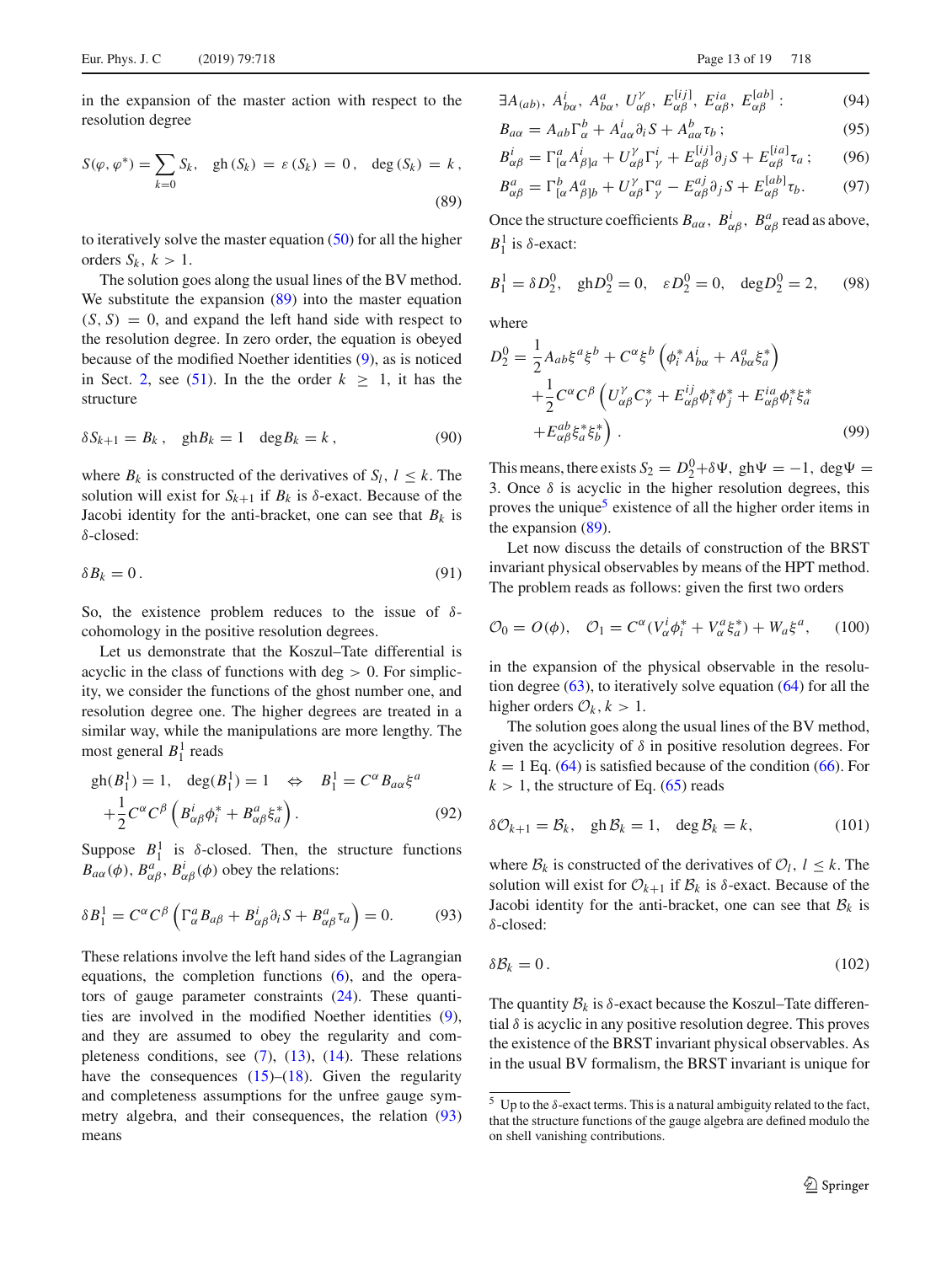in the expansion of the master action with respect to the resolution degree

$$S(\varphi,\varphi^*)=\sum_{k=0} S_k,\quad \mathrm{gh}\,(S_k)\,=\,\varepsilon\,(S_k)\,=\,0\,,\quad \deg\,(S_k)\,=\,k\,, \tag{89}$$

to iteratively solve the master equation (50) for all the higher orders $S_k$, $k>1$.

The solution goes along the usual lines of the BV method. We substitute the expansion (89) into the master equation $(S,S)=0$, and expand the left hand side with respect to the resolution degree. In zero order, the equation is obeyed because of the modified Noether identities (9), as is noticed in Sect. 2, see (51). In the the order $k\geq 1$, it has the structure

$$\delta S_{k+1}=B_k\,,\quad \mathrm{gh}B_k=1\quad \deg B_k=k\,, \tag{90}$$

where $B_k$ is constructed of the derivatives of $S_l$, $l\leq k$. The solution will exist for $S_{k+1}$ if $B_k$ is $\delta$-exact. Because of the Jacobi identity for the anti-bracket, one can see that $B_k$ is $\delta$-closed:

$$\delta B_k=0\,. \tag{91}$$

So, the existence problem reduces to the issue of $\delta$-cohomology in the positive resolution degrees.

Let us demonstrate that the Koszul–Tate differential is acyclic in the class of functions with deg $>0$. For simplicity, we consider the functions of the ghost number one, and resolution degree one. The higher degrees are treated in a similar way, while the manipulations are more lengthy. The most general $B_1^1$ reads

$$\begin{aligned}\mathrm{gh}(B_1^1)=1,\quad \deg(B_1^1)=1\quad \Leftrightarrow\quad B_1^1=C^\alpha B_{a\alpha}\xi^a\\+\frac{1}{2}C^\alpha C^\beta\left(B^i_{\alpha\beta}\phi^*_i+B^a_{\alpha\beta}\xi^*_a\right).\end{aligned} \tag{92}$$

Suppose $B_1^1$ is $\delta$-closed. Then, the structure functions $B_{a\alpha}(\phi)$, $B^a_{\alpha\beta}$, $B^i_{\alpha\beta}(\phi)$ obey the relations:

$$\delta B_1^1=C^\alpha C^\beta\left(\Gamma^a_\alpha B_{a\beta}+B^i_{\alpha\beta}\partial_i S+B^a_{\alpha\beta}\tau_a\right)=0. \tag{93}$$

These relations involve the left hand sides of the Lagrangian equations, the completion functions (6), and the operators of gauge parameter constraints (24). These quantities are involved in the modified Noether identities (9), and they are assumed to obey the regularity and completeness conditions, see (7), (13), (14). These relations have the consequences (15)–(18). Given the regularity and completeness assumptions for the unfree gauge symmetry algebra, and their consequences, the relation (93) means

$$\exists A_{(ab)},\ A^i_{b\alpha},\ A^a_{b\alpha},\ U^\gamma_{\alpha\beta},\ E^{[ij]}_{\alpha\beta},\ E^{ia}_{\alpha\beta},\ E^{[ab]}_{\alpha\beta}: \tag{94}$$

$$B_{a\alpha}=A_{ab}\Gamma^b_\alpha+A^i_{a\alpha}\partial_i S+A^b_{a\alpha}\tau_b\,; \tag{95}$$

$$B^i_{\alpha\beta}=\Gamma^a_{[\alpha}A^i_{\beta]a}+U^\gamma_{\alpha\beta}\Gamma^i_\gamma+E^{[ij]}_{\alpha\beta}\partial_j S+E^{[ia]}_{\alpha\beta}\tau_a\,; \tag{96}$$

$$B^a_{\alpha\beta}=\Gamma^b_{[\alpha}A^a_{\beta]b}+U^\gamma_{\alpha\beta}\Gamma^a_\gamma-E^{aj}_{\alpha\beta}\partial_j S+E^{[ab]}_{\alpha\beta}\tau_b. \tag{97}$$

Once the structure coefficients $B_{a\alpha}$, $B^i_{\alpha\beta}$, $B^a_{\alpha\beta}$ read as above, $B_1^1$ is $\delta$-exact:

$$B_1^1=\delta D_2^0,\quad \mathrm{gh}D_2^0=0,\quad \varepsilon D_2^0=0,\quad \deg D_2^0=2, \tag{98}$$

where

$$\begin{aligned}D_2^0=\ &\frac{1}{2}A_{ab}\xi^a\xi^b+C^\alpha\xi^b\left(\phi^*_iA^i_{b\alpha}+A^a_{b\alpha}\xi^*_a\right)\\&+\frac{1}{2}C^\alpha C^\beta\left(U^\gamma_{\alpha\beta}C^*_\gamma+E^{ij}_{\alpha\beta}\phi^*_i\phi^*_j+E^{ia}_{\alpha\beta}\phi^*_i\xi^*_a\right.\\&\left.+E^{ab}_{\alpha\beta}\xi^*_a\xi^*_b\right).\end{aligned} \tag{99}$$

This means, there exists $S_2=D_2^0+\delta\Psi$, $\mathrm{gh}\Psi=-1$, $\deg\Psi=3$. Once $\delta$ is acyclic in the higher resolution degrees, this proves the unique[5] existence of all the higher order items in the expansion (89).

Let now discuss the details of construction of the BRST invariant physical observables by means of the HPT method. The problem reads as follows: given the first two orders

$$\mathcal{O}_0=O(\phi),\quad \mathcal{O}_1=C^\alpha(V^i_\alpha\phi^*_i+V^a_\alpha\xi^*_a)+W_a\xi^a, \tag{100}$$

in the expansion of the physical observable in the resolution degree (63), to iteratively solve equation (64) for all the higher orders $\mathcal{O}_k$, $k>1$.

The solution goes along the usual lines of the BV method, given the acyclicity of $\delta$ in positive resolution degrees. For $k=1$ Eq. (64) is satisfied because of the condition (66). For $k>1$, the structure of Eq. (65) reads

$$\delta\mathcal{O}_{k+1}=\mathcal{B}_k,\quad \mathrm{gh}\,\mathcal{B}_k=1,\quad \deg\mathcal{B}_k=k, \tag{101}$$

where $\mathcal{B}_k$ is constructed of the derivatives of $\mathcal{O}_l$, $l\leq k$. The solution will exist for $\mathcal{O}_{k+1}$ if $\mathcal{B}_k$ is $\delta$-exact. Because of the Jacobi identity for the anti-bracket, one can see that $\mathcal{B}_k$ is $\delta$-closed:

$$\delta\mathcal{B}_k=0\,. \tag{102}$$

The quantity $\mathcal{B}_k$ is $\delta$-exact because the Koszul–Tate differential $\delta$ is acyclic in any positive resolution degree. This proves the existence of the BRST invariant physical observables. As in the usual BV formalism, the BRST invariant is unique for

[5] Up to the $\delta$-exact terms. This is a natural ambiguity related to the fact, that the structure functions of the gauge algebra are defined modulo the on shell vanishing contributions.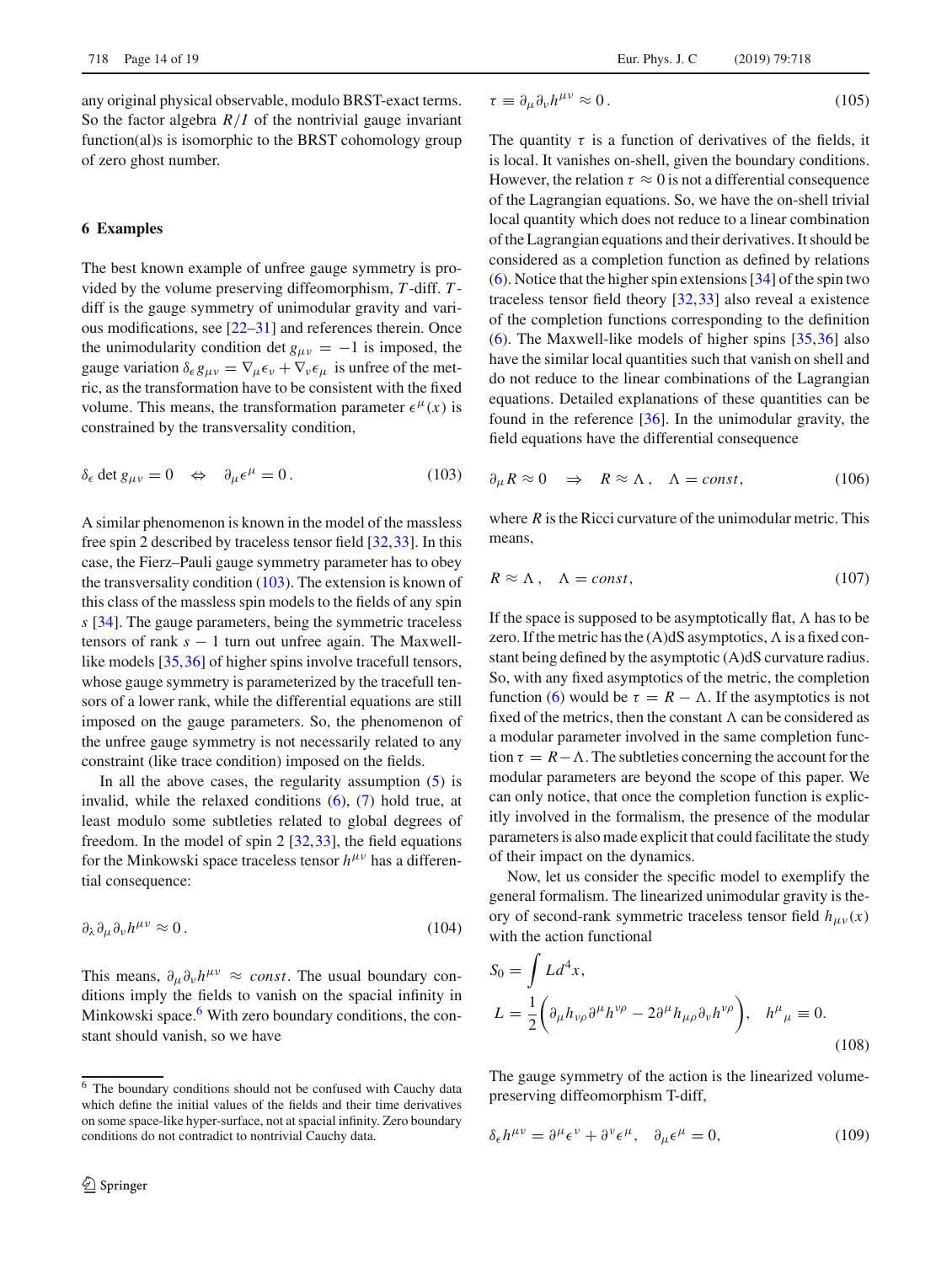any original physical observable, modulo BRST-exact terms. So the factor algebra $R/I$ of the nontrivial gauge invariant function(al)s is isomorphic to the BRST cohomology group of zero ghost number.

## 6 Examples

The best known example of unfree gauge symmetry is provided by the volume preserving diffeomorphism, $T$-diff. $T$-diff is the gauge symmetry of unimodular gravity and various modifications, see [22–31] and references therein. Once the unimodularity condition $\det g_{\mu\nu} = -1$ is imposed, the gauge variation $\delta_\epsilon g_{\mu\nu} = \nabla_\mu \epsilon_\nu + \nabla_\nu \epsilon_\mu$ is unfree of the metric, as the transformation have to be consistent with the fixed volume. This means, the transformation parameter $\epsilon^\mu(x)$ is constrained by the transversality condition,

$$\delta_\epsilon \det g_{\mu\nu} = 0 \quad \Leftrightarrow \quad \partial_\mu \epsilon^\mu = 0\,. \tag{103}$$

A similar phenomenon is known in the model of the massless free spin 2 described by traceless tensor field [32,33]. In this case, the Fierz–Pauli gauge symmetry parameter has to obey the transversality condition (103). The extension is known of this class of the massless spin models to the fields of any spin $s$ [34]. The gauge parameters, being the symmetric traceless tensors of rank $s-1$ turn out unfree again. The Maxwell-like models [35,36] of higher spins involve tracefull tensors, whose gauge symmetry is parameterized by the tracefull tensors of a lower rank, while the differential equations are still imposed on the gauge parameters. So, the phenomenon of the unfree gauge symmetry is not necessarily related to any constraint (like trace condition) imposed on the fields.

In all the above cases, the regularity assumption (5) is invalid, while the relaxed conditions (6), (7) hold true, at least modulo some subtleties related to global degrees of freedom. In the model of spin 2 [32,33], the field equations for the Minkowski space traceless tensor $h^{\mu\nu}$ has a differential consequence:

$$\partial_\lambda \partial_\mu \partial_\nu h^{\mu\nu} \approx 0\,. \tag{104}$$

This means, $\partial_\mu \partial_\nu h^{\mu\nu} \approx const$. The usual boundary conditions imply the fields to vanish on the spacial infinity in Minkowski space.[6] With zero boundary conditions, the constant should vanish, so we have

$$\tau \equiv \partial_\mu \partial_\nu h^{\mu\nu} \approx 0\,. \tag{105}$$

The quantity $\tau$ is a function of derivatives of the fields, it is local. It vanishes on-shell, given the boundary conditions. However, the relation $\tau \approx 0$ is not a differential consequence of the Lagrangian equations. So, we have the on-shell trivial local quantity which does not reduce to a linear combination of the Lagrangian equations and their derivatives. It should be considered as a completion function as defined by relations (6). Notice that the higher spin extensions [34] of the spin two traceless tensor field theory [32,33] also reveal a existence of the completion functions corresponding to the definition (6). The Maxwell-like models of higher spins [35,36] also have the similar local quantities such that vanish on shell and do not reduce to the linear combinations of the Lagrangian equations. Detailed explanations of these quantities can be found in the reference [36]. In the unimodular gravity, the field equations have the differential consequence

$$\partial_\mu R \approx 0 \quad \Rightarrow \quad R \approx \Lambda\,, \quad \Lambda = const, \tag{106}$$

where $R$ is the Ricci curvature of the unimodular metric. This means,

$$R \approx \Lambda\,, \quad \Lambda = const, \tag{107}$$

If the space is supposed to be asymptotically flat, $\Lambda$ has to be zero. If the metric has the (A)dS asymptotics, $\Lambda$ is a fixed constant being defined by the asymptotic (A)dS curvature radius. So, with any fixed asymptotics of the metric, the completion function (6) would be $\tau = R - \Lambda$. If the asymptotics is not fixed of the metrics, then the constant $\Lambda$ can be considered as a modular parameter involved in the same completion function $\tau = R - \Lambda$. The subtleties concerning the account for the modular parameters are beyond the scope of this paper. We can only notice, that once the completion function is explicitly involved in the formalism, the presence of the modular parameters is also made explicit that could facilitate the study of their impact on the dynamics.

Now, let us consider the specific model to exemplify the general formalism. The linearized unimodular gravity is theory of second-rank symmetric traceless tensor field $h_{\mu\nu}(x)$ with the action functional

$$S_0 = \int L d^4 x,$$
$$L = \frac{1}{2}\Big(\partial_\mu h_{\nu\rho}\partial^\mu h^{\nu\rho} - 2\partial^\mu h_{\mu\rho}\partial_\nu h^{\nu\rho}\Big), \quad h^\mu{}_\mu \equiv 0. \tag{108}$$

The gauge symmetry of the action is the linearized volume-preserving diffeomorphism T-diff,

$$\delta_\epsilon h^{\mu\nu} = \partial^\mu \epsilon^\nu + \partial^\nu \epsilon^\mu, \quad \partial_\mu \epsilon^\mu = 0, \tag{109}$$

[6] The boundary conditions should not be confused with Cauchy data which define the initial values of the fields and their time derivatives on some space-like hyper-surface, not at spacial infinity. Zero boundary conditions do not contradict to nontrivial Cauchy data.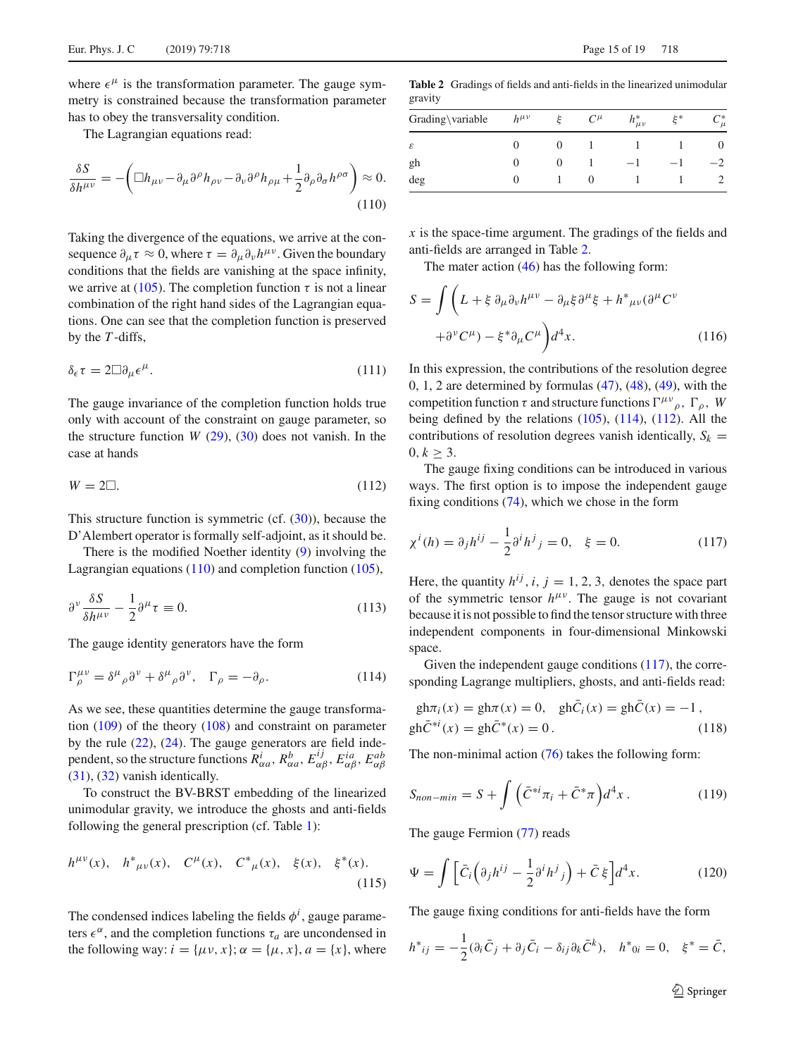where $\epsilon^\mu$ is the transformation parameter. The gauge symmetry is constrained because the transformation parameter has to obey the transversality condition.

The Lagrangian equations read:

$$\frac{\delta S}{\delta h^{\mu\nu}} = -\bigg(\Box h_{\mu\nu} - \partial_\mu \partial^\rho h_{\rho\nu} - \partial_\nu \partial^\rho h_{\rho\mu} + \frac{1}{2}\partial_\rho \partial_\sigma h^{\rho\sigma}\bigg) \approx 0. \tag{110}$$

Taking the divergence of the equations, we arrive at the consequence $\partial_\mu \tau \approx 0$, where $\tau = \partial_\mu \partial_\nu h^{\mu\nu}$. Given the boundary conditions that the fields are vanishing at the space infinity, we arrive at (105). The completion function $\tau$ is not a linear combination of the right hand sides of the Lagrangian equations. One can see that the completion function is preserved by the $T$-diffs,

$$\delta_\epsilon \tau = 2\Box \partial_\mu \epsilon^\mu. \tag{111}$$

The gauge invariance of the completion function holds true only with account of the constraint on gauge parameter, so the structure function $W$ (29), (30) does not vanish. In the case at hands

$$W = 2\Box. \tag{112}$$

This structure function is symmetric (cf. (30)), because the D'Alembert operator is formally self-adjoint, as it should be.

There is the modified Noether identity (9) involving the Lagrangian equations (110) and completion function (105),

$$\partial^\nu \frac{\delta S}{\delta h^{\mu\nu}} - \frac{1}{2}\partial^\mu \tau \equiv 0. \tag{113}$$

The gauge identity generators have the form

$$\Gamma^{\mu\nu}_{\rho} = \delta^\mu{}_\rho \partial^\nu + \delta^\mu{}_\rho \partial^\nu, \quad \Gamma_\rho = -\partial_\rho. \tag{114}$$

As we see, these quantities determine the gauge transformation (109) of the theory (108) and constraint on parameter by the rule (22), (24). The gauge generators are field independent, so the structure functions $R^i_{\alpha a}$, $R^b_{\alpha a}$, $E^{ij}_{\alpha\beta}$, $E^{ia}_{\alpha\beta}$, $E^{ab}_{\alpha\beta}$ (31), (32) vanish identically.

To construct the BV-BRST embedding of the linearized unimodular gravity, we introduce the ghosts and anti-fields following the general prescription (cf. Table 1):

$$h^{\mu\nu}(x), \quad h^*{}_{\mu\nu}(x), \quad C^\mu(x), \quad C^*{}_\mu(x), \quad \xi(x), \quad \xi^*(x). \tag{115}$$

The condensed indices labeling the fields $\phi^i$, gauge parameters $\epsilon^\alpha$, and the completion functions $\tau_a$ are uncondensed in the following way: $i = \{\mu\nu, x\}$; $\alpha = \{\mu, x\}$, $a = \{x\}$, where $x$ is the space-time argument. The gradings of the fields and anti-fields are arranged in Table 2.

**Table 2** Gradings of fields and anti-fields in the linearized unimodular gravity

| Grading\variable | $h^{\mu\nu}$ | $\xi$ | $C^\mu$ | $h^*_{\mu\nu}$ | $\xi^*$ | $C^*_\mu$ |
|---|---|---|---|---|---|---|
| $\varepsilon$ | 0 | 0 | 1 | 1 | 1 | 0 |
| gh | 0 | 0 | 1 | $-1$ | $-1$ | $-2$ |
| deg | 0 | 1 | 0 | 1 | 1 | 2 |

The mater action (46) has the following form:

$$S = \int \bigg(L + \xi\, \partial_\mu \partial_\nu h^{\mu\nu} - \partial_\mu \xi \partial^\mu \xi + h^*{}_{\mu\nu}(\partial^\mu C^\nu + \partial^\nu C^\mu) - \xi^* \partial_\mu C^\mu\bigg) d^4x. \tag{116}$$

In this expression, the contributions of the resolution degree 0, 1, 2 are determined by formulas (47), (48), (49), with the competition function $\tau$ and structure functions $\Gamma^{\mu\nu}{}_\rho$, $\Gamma_\rho$, $W$ being defined by the relations (105), (114), (112). All the contributions of resolution degrees vanish identically, $S_k = 0, k \geq 3$.

The gauge fixing conditions can be introduced in various ways. The first option is to impose the independent gauge fixing conditions (74), which we chose in the form

$$\chi^i(h) = \partial_j h^{ij} - \frac{1}{2}\partial^i h^j{}_j = 0, \quad \xi = 0. \tag{117}$$

Here, the quantity $h^{ij}$, $i, j = 1, 2, 3$, denotes the space part of the symmetric tensor $h^{\mu\nu}$. The gauge is not covariant because it is not possible to find the tensor structure with three independent components in four-dimensional Minkowski space.

Given the independent gauge conditions (117), the corresponding Lagrange multipliers, ghosts, and anti-fields read:

$$\text{gh}\pi_i(x) = \text{gh}\pi(x) = 0, \quad \text{gh}\bar{C}_i(x) = \text{gh}\bar{C}(x) = -1\,,$$
$$\text{gh}\bar{C}^{*i}(x) = \text{gh}\bar{C}^*(x) = 0\,. \tag{118}$$

The non-minimal action (76) takes the following form:

$$S_{non-min} = S + \int \Big(\bar{C}^{*i}\pi_i + \bar{C}^*\pi\Big) d^4x\,. \tag{119}$$

The gauge Fermion (77) reads

$$\Psi = \int \Big[\bar{C}_i\Big(\partial_j h^{ij} - \frac{1}{2}\partial^i h^j{}_j\Big) + \bar{C}\,\xi\Big] d^4x. \tag{120}$$

The gauge fixing conditions for anti-fields have the form

$$h^*{}_{ij} = -\frac{1}{2}(\partial_i \bar{C}_j + \partial_j \bar{C}_i - \delta_{ij}\partial_k \bar{C}^k), \quad h^*{}_{0i} = 0, \quad \xi^* = \bar{C},$$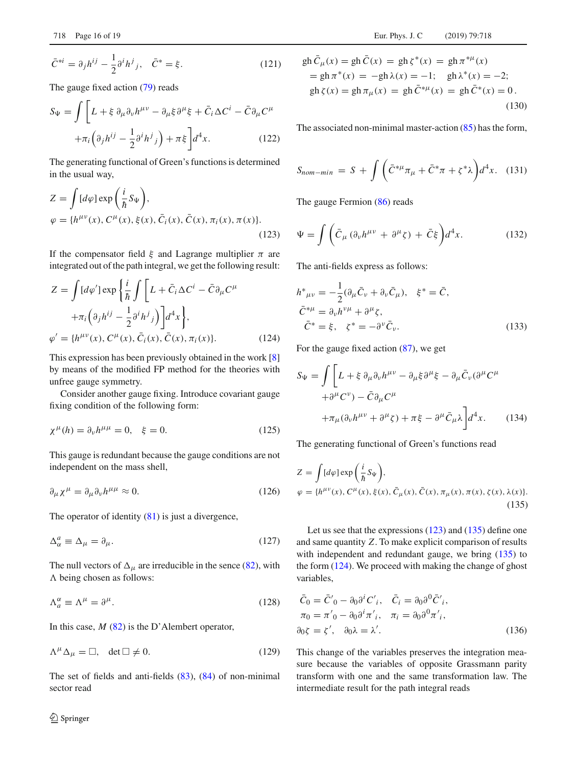$$\bar{C}^{*i} = \partial_j h^{ij} - \frac{1}{2}\partial^i h^j{}_j, \quad \bar{C}^* = \xi. \tag{121}$$

The gauge fixed action (79) reads

$$S_\Psi = \int \left[ L + \xi\, \partial_\mu \partial_\nu h^{\mu\nu} - \partial_\mu \xi \partial^\mu \xi + \bar{C}_i \Delta C^i - \bar{C} \partial_\mu C^\mu + \pi_i \left( \partial_j h^{ij} - \frac{1}{2}\partial^i h^j{}_j \right) + \pi \xi \right] d^4 x. \tag{122}$$

The generating functional of Green's functions is determined in the usual way,

$$Z = \int [d\varphi] \exp\left( \frac{i}{\hbar} S_\Psi \right),$$
$$\varphi = \{ h^{\mu\nu}(x), C^\mu(x), \xi(x), \bar{C}_i(x), \bar{C}(x), \pi_i(x), \pi(x) \}. \tag{123}$$

If the compensator field $\xi$ and Lagrange multiplier $\pi$ are integrated out of the path integral, we get the following result:

$$Z = \int [d\varphi'] \exp\left\{ \frac{i}{\hbar} \int \left[ L + \bar{C}_i \Delta C^i - \bar{C} \partial_\mu C^\mu + \pi_i \left( \partial_j h^{ij} - \frac{1}{2}\partial^i h^j{}_j \right) \right] d^4 x \right\},$$
$$\varphi' = \{ h^{\mu\nu}(x), C^\mu(x), \bar{C}_i(x), \bar{C}(x), \pi_i(x) \}. \tag{124}$$

This expression has been previously obtained in the work [8] by means of the modified FP method for the theories with unfree gauge symmetry.

Consider another gauge fixing. Introduce covariant gauge fixing condition of the following form:

$$\chi^\mu(h) = \partial_\nu h^{\mu\mu} = 0, \quad \xi = 0. \tag{125}$$

This gauge is redundant because the gauge conditions are not independent on the mass shell,

$$\partial_\mu \chi^\mu = \partial_\mu \partial_\nu h^{\mu\mu} \approx 0. \tag{126}$$

The operator of identity (81) is just a divergence,

$$\Delta^a_\alpha \equiv \Delta_\mu = \partial_\mu. \tag{127}$$

The null vectors of $\Delta_\mu$ are irreducible in the sence (82), with $\Lambda$ being chosen as follows:

$$\Lambda^\alpha_a \equiv \Lambda^\mu = \partial^\mu. \tag{128}$$

In this case, $M$ (82) is the D'Alembert operator,

$$\Lambda^\mu \Delta_\mu = \Box, \quad \det \Box \neq 0. \tag{129}$$

The set of fields and anti-fields (83), (84) of non-minimal sector read

$$\mathrm{gh}\, \bar{C}_\mu(x) = \mathrm{gh}\, \bar{C}(x) = \mathrm{gh}\, \zeta^*(x) = \mathrm{gh}\, \pi^{*\mu}(x) = \mathrm{gh}\, \pi^*(x) = -\mathrm{gh}\, \lambda(x) = -1; \quad \mathrm{gh}\, \lambda^*(x) = -2;$$
$$\mathrm{gh}\, \zeta(x) = \mathrm{gh}\, \pi_\mu(x) = \mathrm{gh}\, \bar{C}^{*\mu}(x) = \mathrm{gh}\, \bar{C}^*(x) = 0\,. \tag{130}$$

The associated non-minimal master-action (85) has the form,

$$S_{nom-min} = S + \int \left( \bar{C}^{*\mu} \pi_\mu + \bar{C}^* \pi + \zeta^* \lambda \right) d^4 x. \tag{131}$$

The gauge Fermion (86) reads

$$\Psi = \int \left( \bar{C}_\mu \left( \partial_\nu h^{\mu\nu} + \partial^\mu \zeta \right) + \bar{C} \xi \right) d^4 x. \tag{132}$$

The anti-fields express as follows:

$$h^*{}_{\mu\nu} = -\frac{1}{2}(\partial_\mu \bar{C}_\nu + \partial_\nu \bar{C}_\mu), \quad \xi^* = \bar{C},$$
$$\bar{C}^{*\mu} = \partial_\nu h^{\nu\mu} + \partial^\mu \zeta,$$
$$\bar{C}^* = \xi, \quad \zeta^* = -\partial^\nu \bar{C}_\nu. \tag{133}$$

For the gauge fixed action (87), we get

$$S_\Psi = \int \Big[ L + \xi\, \partial_\mu \partial_\nu h^{\mu\nu} - \partial_\mu \xi \partial^\mu \xi - \partial_\mu \bar{C}_\nu (\partial^\mu C^\mu + \partial^\mu C^\nu) - \bar{C} \partial_\mu C^\mu + \pi_\mu (\partial_\nu h^{\mu\nu} + \partial^\mu \zeta) + \pi \xi - \partial^\mu \bar{C}_\mu \lambda \Big] d^4 x. \tag{134}$$

The generating functional of Green's functions read

$$Z = \int [d\varphi] \exp\left( \frac{i}{\hbar} S_\Psi \right),$$
$$\varphi = \{ h^{\mu\nu}(x), C^\mu(x), \xi(x), \bar{C}_\mu(x), \bar{C}(x), \pi_\mu(x), \pi(x), \zeta(x), \lambda(x) \}. \tag{135}$$

Let us see that the expressions (123) and (135) define one and same quantity $Z$. To make explicit comparison of results with independent and redundant gauge, we bring (135) to the form (124). We proceed with making the change of ghost variables,

$$\bar{C}_0 = \bar{C}'_0 - \partial_0 \partial^i C'_i, \quad \bar{C}_i = \partial_0 \partial^0 \bar{C}'_i,$$
$$\pi_0 = \pi'_0 - \partial_0 \partial^i \pi'_i, \quad \pi_i = \partial_0 \partial^0 \pi'_i,$$
$$\partial_0 \zeta = \zeta', \quad \partial_0 \lambda = \lambda'. \tag{136}$$

This change of the variables preserves the integration measure because the variables of opposite Grassmann parity transform with one and the same transformation law. The intermediate result for the path integral reads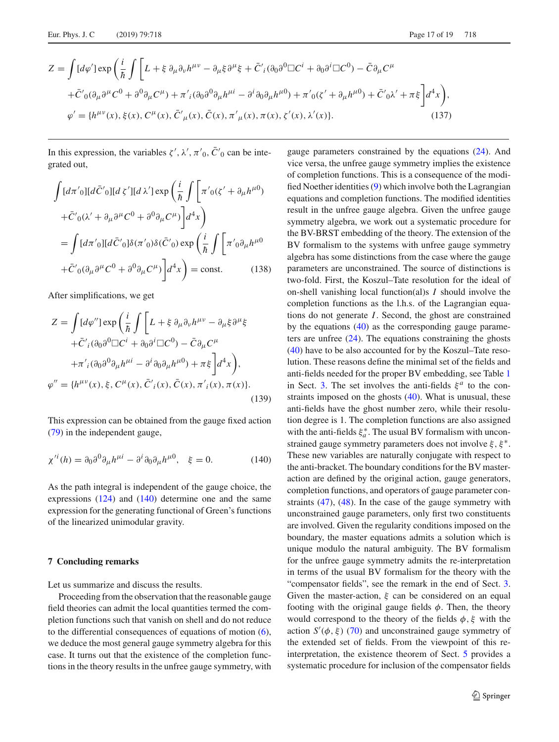$$
Z = \int [d\varphi'] \exp\left(\frac{i}{\hbar}\int\left[L + \xi\,\partial_\mu\partial_\nu h^{\mu\nu} - \partial_\mu\xi\partial^\mu\xi + \bar{C}'_i(\partial_0\partial^0\Box C^i + \partial_0\partial^i\Box C^0) - \bar{C}\partial_\mu C^\mu \right.\right.
$$
$$
\left.\left. + \bar{C}'_0(\partial_\mu\partial^\mu C^0 + \partial^0\partial_\mu C^\mu) + \pi'_i(\partial_0\partial^0\partial_\mu h^{\mu i} - \partial^i\partial_0\partial_\mu h^{\mu 0}) + \pi'_0(\zeta' + \partial_\mu h^{\mu 0}) + \bar{C}'_0\lambda' + \pi\xi\right] d^4x\right),
$$
$$
\varphi' = \{h^{\mu\nu}(x), \xi(x), C^\mu(x), \bar{C}'_\mu(x), \bar{C}(x), \pi'_\mu(x), \pi(x), \zeta'(x), \lambda'(x)\}. \tag{137}
$$

In this expression, the variables $\zeta', \lambda', \pi'_0, \bar{C}'_0$ can be integrated out,

$$
\int [d\pi'_0][d\bar{C}'_0][d\zeta'][d\lambda'] \exp\left(\frac{i}{\hbar}\int\left[\pi'_0(\zeta' + \partial_\mu h^{\mu 0}) + \bar{C}'_0(\lambda' + \partial_\mu\partial^\mu C^0 + \partial^0\partial_\mu C^\mu)\right] d^4x\right)
$$
$$
= \int [d\pi'_0][d\bar{C}'_0]\delta(\pi'_0)\delta(\bar{C}'_0) \exp\left(\frac{i}{\hbar}\int\left[\pi'_0\partial_\mu h^{\mu 0} + \bar{C}'_0(\partial_\mu\partial^\mu C^0 + \partial^0\partial_\mu C^\mu)\right] d^4x\right) = \text{const.} \tag{138}
$$

After simplifications, we get

$$
Z = \int [d\varphi''] \exp\left(\frac{i}{\hbar}\int\left[L + \xi\,\partial_\mu\partial_\nu h^{\mu\nu} - \partial_\mu\xi\partial^\mu\xi + \bar{C}'_i(\partial_0\partial^0\Box C^i + \partial_0\partial^i\Box C^0) - \bar{C}\partial_\mu C^\mu + \pi'_i(\partial_0\partial^0\partial_\mu h^{\mu i} - \partial^i\partial_0\partial_\mu h^{\mu 0}) + \pi\xi\right] d^4x\right),
$$
$$
\varphi'' = \{h^{\mu\nu}(x), \xi, C^\mu(x), \bar{C}'_i(x), \bar{C}(x), \pi'_i(x), \pi(x)\}. \tag{139}
$$

This expression can be obtained from the gauge fixed action (79) in the independent gauge,

$$
\chi'^i(h) = \partial_0\partial^0\partial_\mu h^{\mu i} - \partial^i\partial_0\partial_\mu h^{\mu 0}, \quad \xi = 0. \tag{140}
$$

As the path integral is independent of the gauge choice, the expressions (124) and (140) determine one and the same expression for the generating functional of Green's functions of the linearized unimodular gravity.

## 7 Concluding remarks

Let us summarize and discuss the results.

Proceeding from the observation that the reasonable gauge field theories can admit the local quantities termed the completion functions such that vanish on shell and do not reduce to the differential consequences of equations of motion (6), we deduce the most general gauge symmetry algebra for this case. It turns out that the existence of the completion functions in the theory results in the unfree gauge symmetry, with gauge parameters constrained by the equations (24). And vice versa, the unfree gauge symmetry implies the existence of completion functions. This is a consequence of the modified Noether identities (9) which involve both the Lagrangian equations and completion functions. The modified identities result in the unfree gauge algebra. Given the unfree gauge symmetry algebra, we work out a systematic procedure for the BV-BRST embedding of the theory. The extension of the BV formalism to the systems with unfree gauge symmetry algebra has some distinctions from the case where the gauge parameters are unconstrained. The source of distinctions is two-fold. First, the Koszul–Tate resolution for the ideal of on-shell vanishing local function(al)s $I$ should involve the completion functions as the l.h.s. of the Lagrangian equations do not generate $I$. Second, the ghost are constrained by the equations (40) as the corresponding gauge parameters are unfree (24). The equations constraining the ghosts (40) have to be also accounted for by the Koszul–Tate resolution. These reasons define the minimal set of the fields and anti-fields needed for the proper BV embedding, see Table 1 in Sect. 3. The set involves the anti-fields $\xi^a$ to the constraints imposed on the ghosts (40). What is unusual, these anti-fields have the ghost number zero, while their resolution degree is 1. The completion functions are also assigned with the anti-fields $\xi^*_a$. The usual BV formalism with unconstrained gauge symmetry parameters does not involve $\xi, \xi^*$. These new variables are naturally conjugate with respect to the anti-bracket. The boundary conditions for the BV master-action are defined by the original action, gauge generators, completion functions, and operators of gauge parameter constraints (47), (48). In the case of the gauge symmetry with unconstrained gauge parameters, only first two constituents are involved. Given the regularity conditions imposed on the boundary, the master equations admits a solution which is unique modulo the natural ambiguity. The BV formalism for the unfree gauge symmetry admits the re-interpretation in terms of the usual BV formalism for the theory with the "compensator fields", see the remark in the end of Sect. 3. Given the master-action, $\xi$ can be considered on an equal footing with the original gauge fields $\phi$. Then, the theory would correspond to the theory of the fields $\phi, \xi$ with the action $S'(\phi, \xi)$ (70) and unconstrained gauge symmetry of the extended set of fields. From the viewpoint of this re-interpretation, the existence theorem of Sect. 5 provides a systematic procedure for inclusion of the compensator fields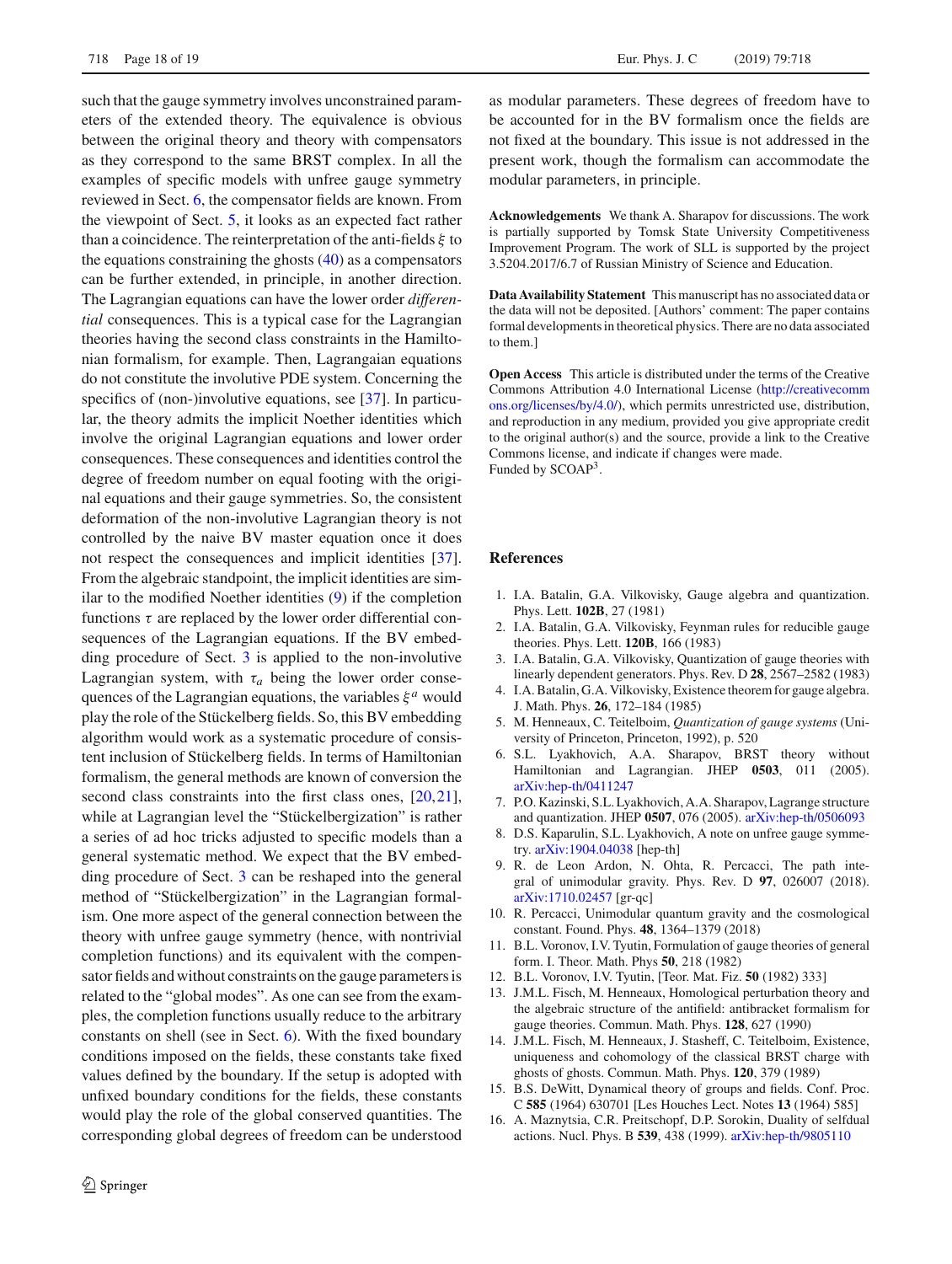such that the gauge symmetry involves unconstrained parameters of the extended theory. The equivalence is obvious between the original theory and theory with compensators as they correspond to the same BRST complex. In all the examples of specific models with unfree gauge symmetry reviewed in Sect. 6, the compensator fields are known. From the viewpoint of Sect. 5, it looks as an expected fact rather than a coincidence. The reinterpretation of the anti-fields $\xi$ to the equations constraining the ghosts (40) as a compensators can be further extended, in principle, in another direction. The Lagrangian equations can have the lower order *differential* consequences. This is a typical case for the Lagrangian theories having the second class constraints in the Hamiltonian formalism, for example. Then, Lagrangaian equations do not constitute the involutive PDE system. Concerning the specifics of (non-)involutive equations, see [37]. In particular, the theory admits the implicit Noether identities which involve the original Lagrangian equations and lower order consequences. These consequences and identities control the degree of freedom number on equal footing with the original equations and their gauge symmetries. So, the consistent deformation of the non-involutive Lagrangian theory is not controlled by the naive BV master equation once it does not respect the consequences and implicit identities [37]. From the algebraic standpoint, the implicit identities are similar to the modified Noether identities (9) if the completion functions $\tau$ are replaced by the lower order differential consequences of the Lagrangian equations. If the BV embedding procedure of Sect. 3 is applied to the non-involutive Lagrangian system, with $\tau_a$ being the lower order consequences of the Lagrangian equations, the variables $\xi^a$ would play the role of the Stückelberg fields. So, this BV embedding algorithm would work as a systematic procedure of consistent inclusion of Stückelberg fields. In terms of Hamiltonian formalism, the general methods are known of conversion the second class constraints into the first class ones, [20,21], while at Lagrangian level the "Stückelbergization" is rather a series of ad hoc tricks adjusted to specific models than a general systematic method. We expect that the BV embedding procedure of Sect. 3 can be reshaped into the general method of "Stückelbergization" in the Lagrangian formalism. One more aspect of the general connection between the theory with unfree gauge symmetry (hence, with nontrivial completion functions) and its equivalent with the compensator fields and without constraints on the gauge parameters is related to the "global modes". As one can see from the examples, the completion functions usually reduce to the arbitrary constants on shell (see in Sect. 6). With the fixed boundary conditions imposed on the fields, these constants take fixed values defined by the boundary. If the setup is adopted with unfixed boundary conditions for the fields, these constants would play the role of the global conserved quantities. The corresponding global degrees of freedom can be understood as modular parameters. These degrees of freedom have to be accounted for in the BV formalism once the fields are not fixed at the boundary. This issue is not addressed in the present work, though the formalism can accommodate the modular parameters, in principle.

**Acknowledgements** We thank A. Sharapov for discussions. The work is partially supported by Tomsk State University Competitiveness Improvement Program. The work of SLL is supported by the project 3.5204.2017/6.7 of Russian Ministry of Science and Education.

**Data Availability Statement** This manuscript has no associated data or the data will not be deposited. [Authors' comment: The paper contains formal developments in theoretical physics. There are no data associated to them.]

**Open Access** This article is distributed under the terms of the Creative Commons Attribution 4.0 International License (http://creativecommons.org/licenses/by/4.0/), which permits unrestricted use, distribution, and reproduction in any medium, provided you give appropriate credit to the original author(s) and the source, provide a link to the Creative Commons license, and indicate if changes were made.
Funded by SCOAP[3].

## References

1. I.A. Batalin, G.A. Vilkovisky, Gauge algebra and quantization. Phys. Lett. **102B**, 27 (1981)
2. I.A. Batalin, G.A. Vilkovisky, Feynman rules for reducible gauge theories. Phys. Lett. **120B**, 166 (1983)
3. I.A. Batalin, G.A. Vilkovisky, Quantization of gauge theories with linearly dependent generators. Phys. Rev. D **28**, 2567–2582 (1983)
4. I.A. Batalin, G.A. Vilkovisky, Existence theorem for gauge algebra. J. Math. Phys. **26**, 172–184 (1985)
5. M. Henneaux, C. Teitelboim, *Quantization of gauge systems* (University of Princeton, Princeton, 1992), p. 520
6. S.L. Lyakhovich, A.A. Sharapov, BRST theory without Hamiltonian and Lagrangian. JHEP **0503**, 011 (2005). arXiv:hep-th/0411247
7. P.O. Kazinski, S.L. Lyakhovich, A.A. Sharapov, Lagrange structure and quantization. JHEP **0507**, 076 (2005). arXiv:hep-th/0506093
8. D.S. Kaparulin, S.L. Lyakhovich, A note on unfree gauge symmetry. arXiv:1904.04038 [hep-th]
9. R. de Leon Ardon, N. Ohta, R. Percacci, The path integral of unimodular gravity. Phys. Rev. D **97**, 026007 (2018). arXiv:1710.02457 [gr-qc]
10. R. Percacci, Unimodular quantum gravity and the cosmological constant. Found. Phys. **48**, 1364–1379 (2018)
11. B.L. Voronov, I.V. Tyutin, Formulation of gauge theories of general form. I. Theor. Math. Phys **50**, 218 (1982)
12. B.L. Voronov, I.V. Tyutin, [Teor. Mat. Fiz. **50** (1982) 333]
13. J.M.L. Fisch, M. Henneaux, Homological perturbation theory and the algebraic structure of the antifield: antibracket formalism for gauge theories. Commun. Math. Phys. **128**, 627 (1990)
14. J.M.L. Fisch, M. Henneaux, J. Stasheff, C. Teitelboim, Existence, uniqueness and cohomology of the classical BRST charge with ghosts of ghosts. Commun. Math. Phys. **120**, 379 (1989)
15. B.S. DeWitt, Dynamical theory of groups and fields. Conf. Proc. C **585** (1964) 630701 [Les Houches Lect. Notes **13** (1964) 585]
16. A. Maznytsia, C.R. Preitschopf, D.P. Sorokin, Duality of selfdual actions. Nucl. Phys. B **539**, 438 (1999). arXiv:hep-th/9805110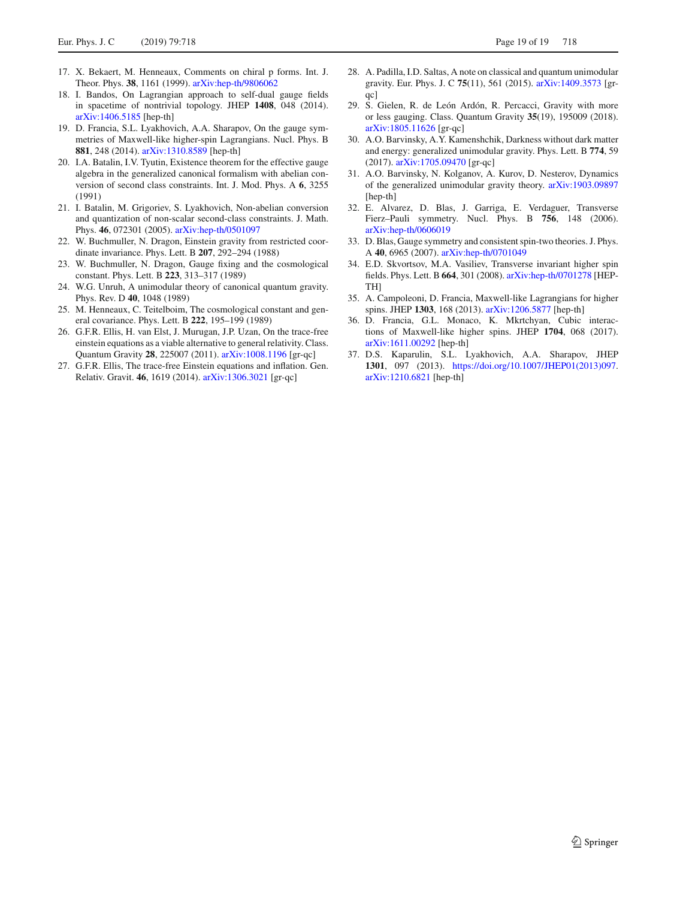17. X. Bekaert, M. Henneaux, Comments on chiral p forms. Int. J. Theor. Phys. **38**, 1161 (1999). arXiv:hep-th/9806062
18. I. Bandos, On Lagrangian approach to self-dual gauge fields in spacetime of nontrivial topology. JHEP **1408**, 048 (2014). arXiv:1406.5185 [hep-th]
19. D. Francia, S.L. Lyakhovich, A.A. Sharapov, On the gauge symmetries of Maxwell-like higher-spin Lagrangians. Nucl. Phys. B **881**, 248 (2014). arXiv:1310.8589 [hep-th]
20. I.A. Batalin, I.V. Tyutin, Existence theorem for the effective gauge algebra in the generalized canonical formalism with abelian conversion of second class constraints. Int. J. Mod. Phys. A **6**, 3255 (1991)
21. I. Batalin, M. Grigoriev, S. Lyakhovich, Non-abelian conversion and quantization of non-scalar second-class constraints. J. Math. Phys. **46**, 072301 (2005). arXiv:hep-th/0501097
22. W. Buchmuller, N. Dragon, Einstein gravity from restricted coordinate invariance. Phys. Lett. B **207**, 292–294 (1988)
23. W. Buchmuller, N. Dragon, Gauge fixing and the cosmological constant. Phys. Lett. B **223**, 313–317 (1989)
24. W.G. Unruh, A unimodular theory of canonical quantum gravity. Phys. Rev. D **40**, 1048 (1989)
25. M. Henneaux, C. Teitelboim, The cosmological constant and general covariance. Phys. Lett. B **222**, 195–199 (1989)
26. G.F.R. Ellis, H. van Elst, J. Murugan, J.P. Uzan, On the trace-free einstein equations as a viable alternative to general relativity. Class. Quantum Gravity **28**, 225007 (2011). arXiv:1008.1196 [gr-qc]
27. G.F.R. Ellis, The trace-free Einstein equations and inflation. Gen. Relativ. Gravit. **46**, 1619 (2014). arXiv:1306.3021 [gr-qc]
28. A. Padilla, I.D. Saltas, A note on classical and quantum unimodular gravity. Eur. Phys. J. C **75**(11), 561 (2015). arXiv:1409.3573 [gr-qc]
29. S. Gielen, R. de León Ardón, R. Percacci, Gravity with more or less gauging. Class. Quantum Gravity **35**(19), 195009 (2018). arXiv:1805.11626 [gr-qc]
30. A.O. Barvinsky, A.Y. Kamenshchik, Darkness without dark matter and energy: generalized unimodular gravity. Phys. Lett. B **774**, 59 (2017). arXiv:1705.09470 [gr-qc]
31. A.O. Barvinsky, N. Kolganov, A. Kurov, D. Nesterov, Dynamics of the generalized unimodular gravity theory. arXiv:1903.09897 [hep-th]
32. E. Alvarez, D. Blas, J. Garriga, E. Verdaguer, Transverse Fierz–Pauli symmetry. Nucl. Phys. B **756**, 148 (2006). arXiv:hep-th/0606019
33. D. Blas, Gauge symmetry and consistent spin-two theories. J. Phys. A **40**, 6965 (2007). arXiv:hep-th/0701049
34. E.D. Skvortsov, M.A. Vasiliev, Transverse invariant higher spin fields. Phys. Lett. B **664**, 301 (2008). arXiv:hep-th/0701278 [HEP-TH]
35. A. Campoleoni, D. Francia, Maxwell-like Lagrangians for higher spins. JHEP **1303**, 168 (2013). arXiv:1206.5877 [hep-th]
36. D. Francia, G.L. Monaco, K. Mkrtchyan, Cubic interactions of Maxwell-like higher spins. JHEP **1704**, 068 (2017). arXiv:1611.00292 [hep-th]
37. D.S. Kaparulin, S.L. Lyakhovich, A.A. Sharapov, JHEP **1301**, 097 (2013). https://doi.org/10.1007/JHEP01(2013)097. arXiv:1210.6821 [hep-th]